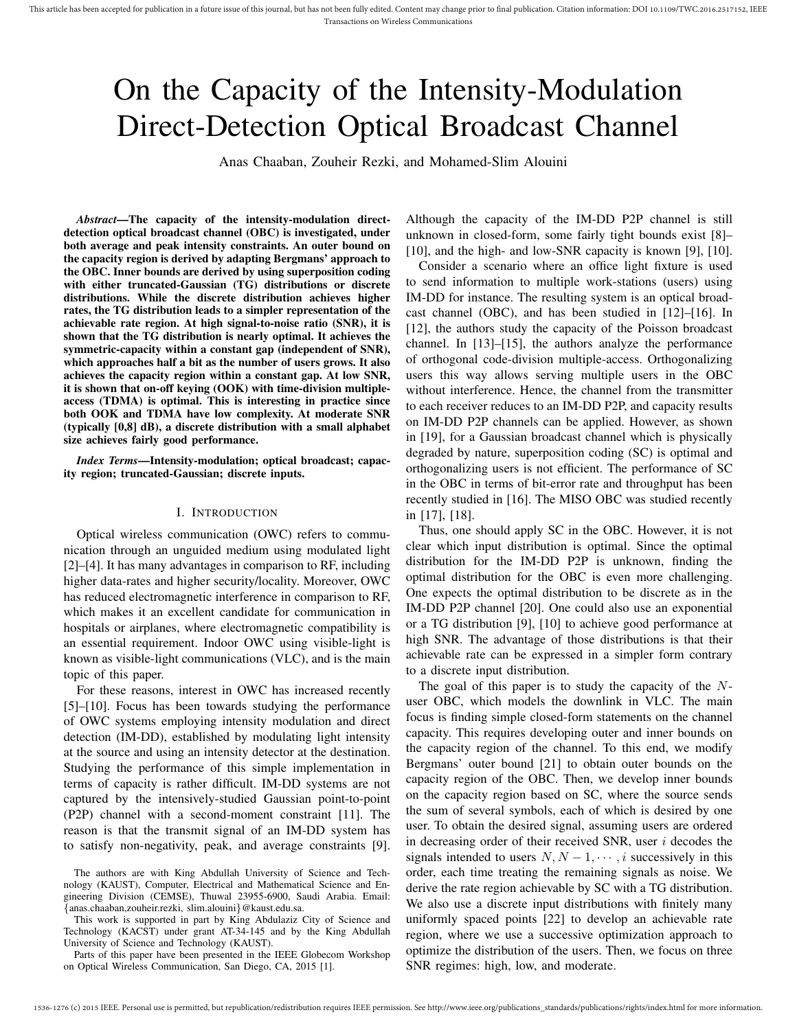# On the Capacity of the Intensity-Modulation Direct-Detection Optical Broadcast Channel

Anas Chaaban, Zouheir Rezki, and Mohamed-Slim Alouini

***Abstract*—The capacity of the intensity-modulation direct-detection optical broadcast channel (OBC) is investigated, under both average and peak intensity constraints. An outer bound on the capacity region is derived by adapting Bergmans' approach to the OBC. Inner bounds are derived by using superposition coding with either truncated-Gaussian (TG) distributions or discrete distributions. While the discrete distribution achieves higher rates, the TG distribution leads to a simpler representation of the achievable rate region. At high signal-to-noise ratio (SNR), it is shown that the TG distribution is nearly optimal. It achieves the symmetric-capacity within a constant gap (independent of SNR), which approaches half a bit as the number of users grows. It also achieves the capacity region within a constant gap. At low SNR, it is shown that on-off keying (OOK) with time-division multiple-access (TDMA) is optimal. This is interesting in practice since both OOK and TDMA have low complexity. At moderate SNR (typically [0,8] dB), a discrete distribution with a small alphabet size achieves fairly good performance.**

***Index Terms*—Intensity-modulation; optical broadcast; capacity region; truncated-Gaussian; discrete inputs.**

## I. Introduction

Optical wireless communication (OWC) refers to communication through an unguided medium using modulated light [2]–[4]. It has many advantages in comparison to RF, including higher data-rates and higher security/locality. Moreover, OWC has reduced electromagnetic interference in comparison to RF, which makes it an excellent candidate for communication in hospitals or airplanes, where electromagnetic compatibility is an essential requirement. Indoor OWC using visible-light is known as visible-light communications (VLC), and is the main topic of this paper.

For these reasons, interest in OWC has increased recently [5]–[10]. Focus has been towards studying the performance of OWC systems employing intensity modulation and direct detection (IM-DD), established by modulating light intensity at the source and using an intensity detector at the destination. Studying the performance of this simple implementation in terms of capacity is rather difficult. IM-DD systems are not captured by the intensively-studied Gaussian point-to-point (P2P) channel with a second-moment constraint [11]. The reason is that the transmit signal of an IM-DD system has to satisfy non-negativity, peak, and average constraints [9]. Although the capacity of the IM-DD P2P channel is still unknown in closed-form, some fairly tight bounds exist [8]–[10], and the high- and low-SNR capacity is known [9], [10].

Consider a scenario where an office light fixture is used to send information to multiple work-stations (users) using IM-DD for instance. The resulting system is an optical broadcast channel (OBC), and has been studied in [12]–[16]. In [12], the authors study the capacity of the Poisson broadcast channel. In [13]–[15], the authors analyze the performance of orthogonal code-division multiple-access. Orthogonalizing users this way allows serving multiple users in the OBC without interference. Hence, the channel from the transmitter to each receiver reduces to an IM-DD P2P, and capacity results on IM-DD P2P channels can be applied. However, as shown in [19], for a Gaussian broadcast channel which is physically degraded by nature, superposition coding (SC) is optimal and orthogonalizing users is not efficient. The performance of SC in the OBC in terms of bit-error rate and throughput has been recently studied in [16]. The MISO OBC was studied recently in [17], [18].

Thus, one should apply SC in the OBC. However, it is not clear which input distribution is optimal. Since the optimal distribution for the IM-DD P2P is unknown, finding the optimal distribution for the OBC is even more challenging. One expects the optimal distribution to be discrete as in the IM-DD P2P channel [20]. One could also use an exponential or a TG distribution [9], [10] to achieve good performance at high SNR. The advantage of those distributions is that their achievable rate can be expressed in a simpler form contrary to a discrete input distribution.

The goal of this paper is to study the capacity of the $N$-user OBC, which models the downlink in VLC. The main focus is finding simple closed-form statements on the channel capacity. This requires developing outer and inner bounds on the capacity region of the channel. To this end, we modify Bergmans' outer bound [21] to obtain outer bounds on the capacity region of the OBC. Then, we develop inner bounds on the capacity region based on SC, where the source sends the sum of several symbols, each of which is desired by one user. To obtain the desired signal, assuming users are ordered in decreasing order of their received SNR, user $i$ decodes the signals intended to users $N, N-1, \cdots, i$ successively in this order, each time treating the remaining signals as noise. We derive the rate region achievable by SC with a TG distribution. We also use a discrete input distributions with finitely many uniformly spaced points [22] to develop an achievable rate region, where we use a successive optimization approach to optimize the distribution of the users. Then, we focus on three SNR regimes: high, low, and moderate.

The authors are with King Abdullah University of Science and Technology (KAUST), Computer, Electrical and Mathematical Science and Engineering Division (CEMSE), Thuwal 23955-6900, Saudi Arabia. Email: {anas.chaaban,zouheir.rezki, slim.alouini}@kaust.edu.sa.

This work is supported in part by King Abdulaziz City of Science and Technology (KACST) under grant AT-34-145 and by the King Abdullah University of Science and Technology (KAUST).

Parts of this paper have been presented in the IEEE Globecom Workshop on Optical Wireless Communication, San Diego, CA, 2015 [1].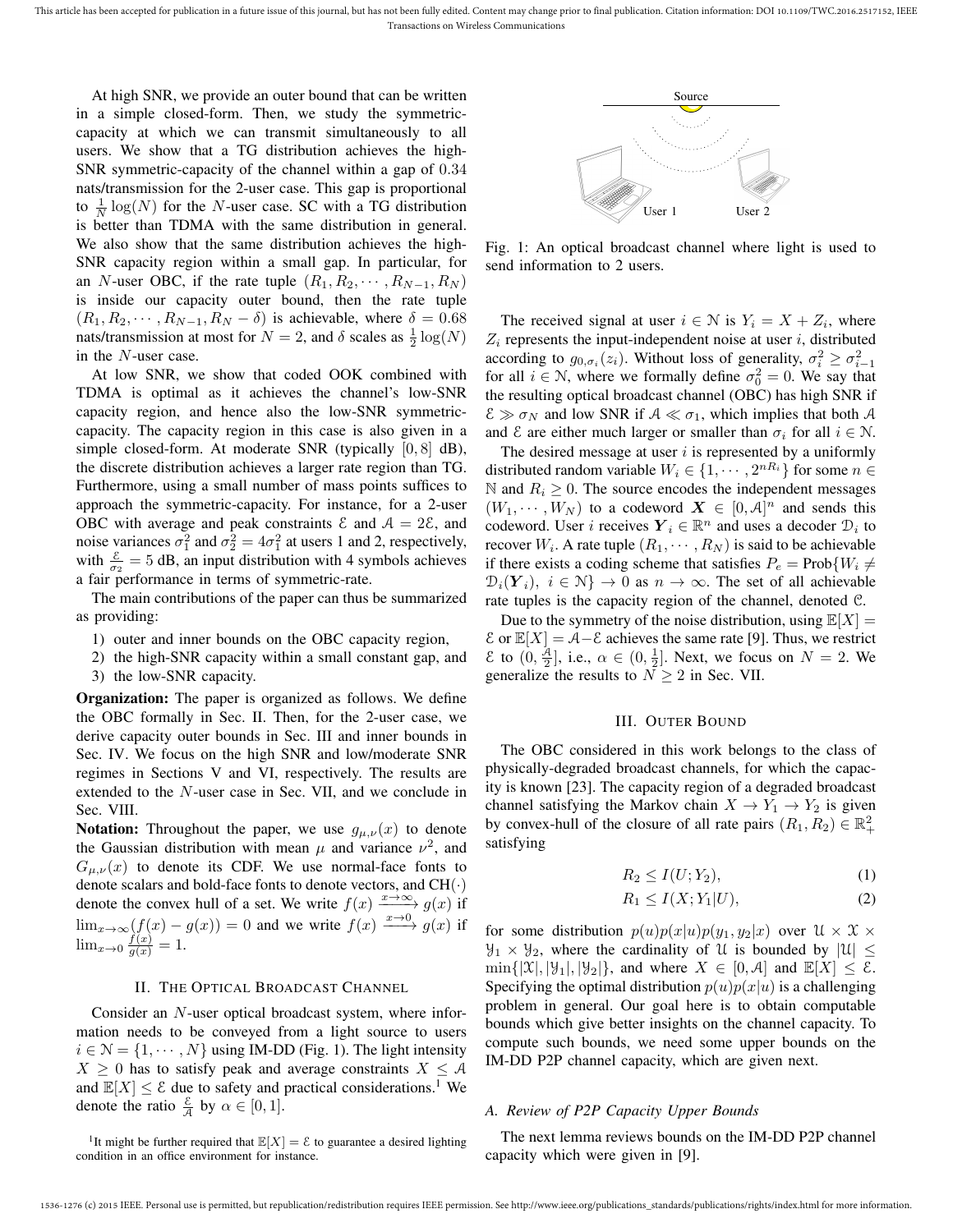At high SNR, we provide an outer bound that can be written in a simple closed-form. Then, we study the symmetric-capacity at which we can transmit simultaneously to all users. We show that a TG distribution achieves the high-SNR symmetric-capacity of the channel within a gap of 0.34 nats/transmission for the 2-user case. This gap is proportional to $\frac{1}{N}\log(N)$ for the $N$-user case. SC with a TG distribution is better than TDMA with the same distribution in general. We also show that the same distribution achieves the high-SNR capacity region within a small gap. In particular, for an $N$-user OBC, if the rate tuple $(R_1, R_2, \cdots, R_{N-1}, R_N)$ is inside our capacity outer bound, then the rate tuple $(R_1, R_2, \cdots, R_{N-1}, R_N - \delta)$ is achievable, where $\delta = 0.68$ nats/transmission at most for $N = 2$, and $\delta$ scales as $\frac{1}{2}\log(N)$ in the $N$-user case.

At low SNR, we show that coded OOK combined with TDMA is optimal as it achieves the channel's low-SNR capacity region, and hence also the low-SNR symmetric-capacity. The capacity region in this case is also given in a simple closed-form. At moderate SNR (typically $[0, 8]$ dB), the discrete distribution achieves a larger rate region than TG. Furthermore, using a small number of mass points suffices to approach the symmetric-capacity. For instance, for a 2-user OBC with average and peak constraints $\mathcal{E}$ and $\mathcal{A} = 2\mathcal{E}$, and noise variances $\sigma_1^2$ and $\sigma_2^2 = 4\sigma_1^2$ at users 1 and 2, respectively, with $\frac{\mathcal{E}}{\sigma_2} = 5$ dB, an input distribution with 4 symbols achieves a fair performance in terms of symmetric-rate.

The main contributions of the paper can thus be summarized as providing:

1) outer and inner bounds on the OBC capacity region,
2) the high-SNR capacity within a small constant gap, and
3) the low-SNR capacity.

**Organization:** The paper is organized as follows. We define the OBC formally in Sec. II. Then, for the 2-user case, we derive capacity outer bounds in Sec. III and inner bounds in Sec. IV. We focus on the high SNR and low/moderate SNR regimes in Sections V and VI, respectively. The results are extended to the $N$-user case in Sec. VII, and we conclude in Sec. VIII.

**Notation:** Throughout the paper, we use $g_{\mu,\nu}(x)$ to denote the Gaussian distribution with mean $\mu$ and variance $\nu^2$, and $G_{\mu,\nu}(x)$ to denote its CDF. We use normal-face fonts to denote scalars and bold-face fonts to denote vectors, and $\text{CH}(\cdot)$ denote the convex hull of a set. We write $f(x) \xrightarrow{x\to\infty} g(x)$ if $\lim_{x\to\infty}(f(x) - g(x)) = 0$ and we write $f(x) \xrightarrow{x\to 0} g(x)$ if $\lim_{x\to 0}\frac{f(x)}{g(x)} = 1$.

## II. The Optical Broadcast Channel

Consider an $N$-user optical broadcast system, where information needs to be conveyed from a light source to users $i \in \mathcal{N} = \{1, \cdots, N\}$ using IM-DD (Fig. 1). The light intensity $X \geq 0$ has to satisfy peak and average constraints $X \leq \mathcal{A}$ and $\mathbb{E}[X] \leq \mathcal{E}$ due to safety and practical considerations.[1] We denote the ratio $\frac{\mathcal{E}}{\mathcal{A}}$ by $\alpha \in [0, 1]$.

[1] It might be further required that $\mathbb{E}[X] = \mathcal{E}$ to guarantee a desired lighting condition in an office environment for instance.

Fig. 1: An optical broadcast channel where light is used to send information to 2 users.

The received signal at user $i \in \mathcal{N}$ is $Y_i = X + Z_i$, where $Z_i$ represents the input-independent noise at user $i$, distributed according to $g_{0,\sigma_i}(z_i)$. Without loss of generality, $\sigma_i^2 \geq \sigma_{i-1}^2$ for all $i \in \mathcal{N}$, where we formally define $\sigma_0^2 = 0$. We say that the resulting optical broadcast channel (OBC) has high SNR if $\mathcal{E} \gg \sigma_N$ and low SNR if $\mathcal{A} \ll \sigma_1$, which implies that both $\mathcal{A}$ and $\mathcal{E}$ are either much larger or smaller than $\sigma_i$ for all $i \in \mathcal{N}$.

The desired message at user $i$ is represented by a uniformly distributed random variable $W_i \in \{1, \cdots, 2^{nR_i}\}$ for some $n \in \mathbb{N}$ and $R_i \geq 0$. The source encodes the independent messages $(W_1, \cdots, W_N)$ to a codeword $\boldsymbol{X} \in [0, \mathcal{A}]^n$ and sends this codeword. User $i$ receives $\boldsymbol{Y}_i \in \mathbb{R}^n$ and uses a decoder $\mathcal{D}_i$ to recover $W_i$. A rate tuple $(R_1, \cdots, R_N)$ is said to be achievable if there exists a coding scheme that satisfies $P_e = \text{Prob}\{W_i \neq \mathcal{D}_i(\boldsymbol{Y}_i),\ i \in \mathcal{N}\} \to 0$ as $n \to \infty$. The set of all achievable rate tuples is thus the capacity region of the channel, denoted $\mathcal{C}$.

Due to the symmetry of the noise distribution, using $\mathbb{E}[X] = \mathcal{E}$ or $\mathbb{E}[X] = \mathcal{A} - \mathcal{E}$ achieves the same rate [9]. Thus, we restrict $\mathcal{E}$ to $(0, \frac{\mathcal{A}}{2}]$, i.e., $\alpha \in (0, \frac{1}{2}]$. Next, we focus on $N = 2$. We generalize the results to $N \geq 2$ in Sec. VII.

## III. Outer Bound

The OBC considered in this work belongs to the class of physically-degraded broadcast channels, for which the capacity is known [23]. The capacity region of a degraded broadcast channel satisfying the Markov chain $X \to Y_1 \to Y_2$ is given by convex-hull of the closure of all rate pairs $(R_1, R_2) \in \mathbb{R}_+^2$ satisfying

$$R_2 \leq I(U; Y_2), \tag{1}$$

$$R_1 \leq I(X; Y_1|U), \tag{2}$$

for some distribution $p(u)p(x|u)p(y_1, y_2|x)$ over $\mathcal{U} \times \mathcal{X} \times \mathcal{Y}_1 \times \mathcal{Y}_2$, where the cardinality of $\mathcal{U}$ is bounded by $|\mathcal{U}| \leq \min\{|\mathcal{X}|, |\mathcal{Y}_1|, |\mathcal{Y}_2|\}$, and where $X \in [0, \mathcal{A}]$ and $\mathbb{E}[X] \leq \mathcal{E}$. Specifying the optimal distribution $p(u)p(x|u)$ is a challenging problem in general. Our goal here is to obtain computable bounds which give better insights on the channel capacity. To compute such bounds, we need some upper bounds on the IM-DD P2P channel capacity, which are given next.

### A. Review of P2P Capacity Upper Bounds

The next lemma reviews bounds on the IM-DD P2P channel capacity which were given in [9].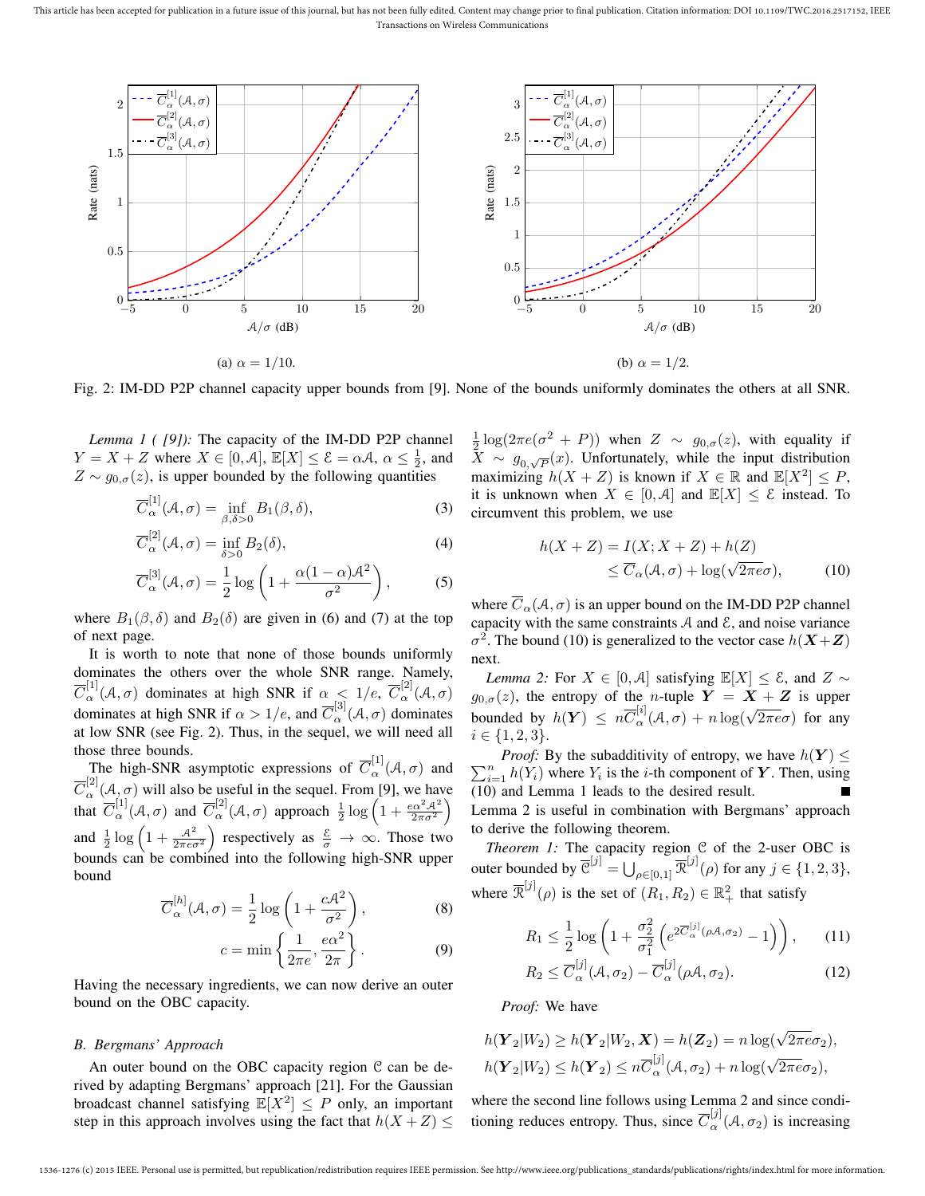$\overline{C}_\alpha^{[1]}(\mathcal{A},\sigma)$
$\overline{C}_\alpha^{[2]}(\mathcal{A},\sigma)$
$\overline{C}_\alpha^{[3]}(\mathcal{A},\sigma)$

Rate (nats)

$\mathcal{A}/\sigma$ (dB)

(a) $\alpha = 1/10$.

$\overline{C}_\alpha^{[1]}(\mathcal{A},\sigma)$
$\overline{C}_\alpha^{[2]}(\mathcal{A},\sigma)$
$\overline{C}_\alpha^{[3]}(\mathcal{A},\sigma)$

Rate (nats)

$\mathcal{A}/\sigma$ (dB)

(b) $\alpha = 1/2$.

Fig. 2: IM-DD P2P channel capacity upper bounds from [9]. None of the bounds uniformly dominates the others at all SNR.

*Lemma 1 ( [9]):* The capacity of the IM-DD P2P channel $Y = X + Z$ where $X \in [0,\mathcal{A}]$, $\mathbb{E}[X] \leq \mathcal{E} = \alpha\mathcal{A}$, $\alpha \leq \frac{1}{2}$, and $Z \sim g_{0,\sigma}(z)$, is upper bounded by the following quantities

$$\overline{C}_\alpha^{[1]}(\mathcal{A},\sigma) = \inf_{\beta,\delta>0} B_1(\beta,\delta), \tag{3}$$

$$\overline{C}_\alpha^{[2]}(\mathcal{A},\sigma) = \inf_{\delta>0} B_2(\delta), \tag{4}$$

$$\overline{C}_\alpha^{[3]}(\mathcal{A},\sigma) = \frac{1}{2}\log\left(1 + \frac{\alpha(1-\alpha)\mathcal{A}^2}{\sigma^2}\right), \tag{5}$$

where $B_1(\beta,\delta)$ and $B_2(\delta)$ are given in (6) and (7) at the top of next page.

It is worth to note that none of those bounds uniformly dominates the others over the whole SNR range. Namely, $\overline{C}_\alpha^{[1]}(\mathcal{A},\sigma)$ dominates at high SNR if $\alpha < 1/e$, $\overline{C}_\alpha^{[2]}(\mathcal{A},\sigma)$ dominates at high SNR if $\alpha > 1/e$, and $\overline{C}_\alpha^{[3]}(\mathcal{A},\sigma)$ dominates at low SNR (see Fig. 2). Thus, in the sequel, we will need all those three bounds.

The high-SNR asymptotic expressions of $\overline{C}_\alpha^{[1]}(\mathcal{A},\sigma)$ and $\overline{C}_\alpha^{[2]}(\mathcal{A},\sigma)$ will also be useful in the sequel. From [9], we have that $\overline{C}_\alpha^{[1]}(\mathcal{A},\sigma)$ and $\overline{C}_\alpha^{[2]}(\mathcal{A},\sigma)$ approach $\frac{1}{2}\log\left(1 + \frac{e\alpha^2\mathcal{A}^2}{2\pi\sigma^2}\right)$ and $\frac{1}{2}\log\left(1 + \frac{\mathcal{A}^2}{2\pi e\sigma^2}\right)$ respectively as $\frac{\mathcal{E}}{\sigma} \to \infty$. Those two bounds can be combined into the following high-SNR upper bound

$$\overline{C}_\alpha^{[h]}(\mathcal{A},\sigma) = \frac{1}{2}\log\left(1 + \frac{c\mathcal{A}^2}{\sigma^2}\right), \tag{8}$$

$$c = \min\left\{\frac{1}{2\pi e}, \frac{e\alpha^2}{2\pi}\right\}. \tag{9}$$

Having the necessary ingredients, we can now derive an outer bound on the OBC capacity.

### B. Bergmans' Approach

An outer bound on the OBC capacity region $\mathcal{C}$ can be derived by adapting Bergmans' approach [21]. For the Gaussian broadcast channel satisfying $\mathbb{E}[X^2] \leq P$ only, an important step in this approach involves using the fact that $h(X+Z) \leq \frac{1}{2}\log(2\pi e(\sigma^2 + P))$ when $Z \sim g_{0,\sigma}(z)$, with equality if $X \sim g_{0,\sqrt{P}}(x)$. Unfortunately, while the input distribution maximizing $h(X+Z)$ is known if $X \in \mathbb{R}$ and $\mathbb{E}[X^2] \leq P$, it is unknown when $X \in [0,\mathcal{A}]$ and $\mathbb{E}[X] \leq \mathcal{E}$ instead. To circumvent this problem, we use

$$\begin{aligned} h(X+Z) &= I(X;X+Z) + h(Z) \\ &\leq \overline{C}_\alpha(\mathcal{A},\sigma) + \log(\sqrt{2\pi e}\sigma), \end{aligned} \tag{10}$$

where $\overline{C}_\alpha(\mathcal{A},\sigma)$ is an upper bound on the IM-DD P2P channel capacity with the same constraints $\mathcal{A}$ and $\mathcal{E}$, and noise variance $\sigma^2$. The bound (10) is generalized to the vector case $h(\boldsymbol{X}+\boldsymbol{Z})$ next.

*Lemma 2:* For $X \in [0,\mathcal{A}]$ satisfying $\mathbb{E}[X] \leq \mathcal{E}$, and $Z \sim g_{0,\sigma}(z)$, the entropy of the $n$-tuple $\boldsymbol{Y} = \boldsymbol{X} + \boldsymbol{Z}$ is upper bounded by $h(\boldsymbol{Y}) \leq n\overline{C}_\alpha^{[i]}(\mathcal{A},\sigma) + n\log(\sqrt{2\pi e}\sigma)$ for any $i \in \{1,2,3\}$.

*Proof:* By the subadditivity of entropy, we have $h(\boldsymbol{Y}) \leq \sum_{i=1}^n h(Y_i)$ where $Y_i$ is the $i$-th component of $\boldsymbol{Y}$. Then, using (10) and Lemma 1 leads to the desired result. ∎

Lemma 2 is useful in combination with Bergmans' approach to derive the following theorem.

*Theorem 1:* The capacity region $\mathcal{C}$ of the 2-user OBC is outer bounded by $\overline{\mathcal{C}}^{[j]} = \bigcup_{\rho\in[0,1]} \overline{\mathcal{R}}^{[j]}(\rho)$ for any $j \in \{1,2,3\}$, where $\overline{\mathcal{R}}^{[j]}(\rho)$ is the set of $(R_1,R_2) \in \mathbb{R}_+^2$ that satisfy

$$R_1 \leq \frac{1}{2}\log\left(1 + \frac{\sigma_2^2}{\sigma_1^2}\left(e^{2\overline{C}_\alpha^{[j]}(\rho\mathcal{A},\sigma_2)} - 1\right)\right), \tag{11}$$

$$R_2 \leq \overline{C}_\alpha^{[j]}(\mathcal{A},\sigma_2) - \overline{C}_\alpha^{[j]}(\rho\mathcal{A},\sigma_2). \tag{12}$$

*Proof:* We have

$$h(\boldsymbol{Y}_2|W_2) \geq h(\boldsymbol{Y}_2|W_2,\boldsymbol{X}) = h(\boldsymbol{Z}_2) = n\log(\sqrt{2\pi e}\sigma_2),$$
$$h(\boldsymbol{Y}_2|W_2) \leq h(\boldsymbol{Y}_2) \leq n\overline{C}_\alpha^{[j]}(\mathcal{A},\sigma_2) + n\log(\sqrt{2\pi e}\sigma_2),$$

where the second line follows using Lemma 2 and since conditioning reduces entropy. Thus, since $\overline{C}_\alpha^{[j]}(\mathcal{A},\sigma_2)$ is increasing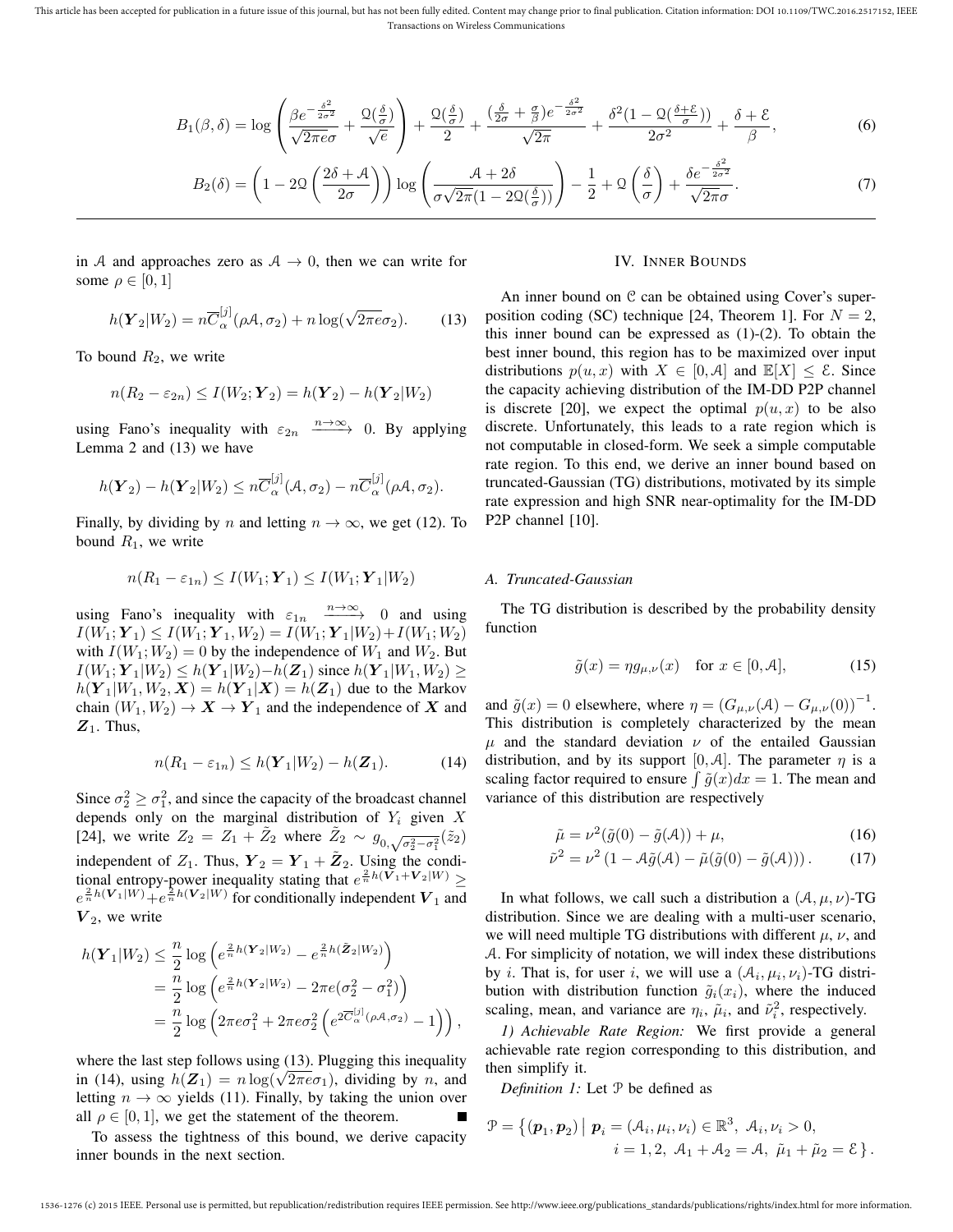$$B_1(\beta,\delta) = \log\left(\frac{\beta e^{-\frac{\delta^2}{2\sigma^2}}}{\sqrt{2\pi e}\sigma} + \frac{\mathcal{Q}(\frac{\delta}{\sigma})}{\sqrt{e}}\right) + \frac{\mathcal{Q}(\frac{\delta}{\sigma})}{2} + \frac{(\frac{\delta}{2\sigma}+\frac{\sigma}{\beta})e^{-\frac{\delta^2}{2\sigma^2}}}{\sqrt{2\pi}} + \frac{\delta^2(1-\mathcal{Q}(\frac{\delta+\mathcal{E}}{\sigma}))}{2\sigma^2} + \frac{\delta+\mathcal{E}}{\beta}, \tag{6}$$

$$B_2(\delta) = \left(1-2\mathcal{Q}\left(\frac{2\delta+\mathcal{A}}{2\sigma}\right)\right)\log\left(\frac{\mathcal{A}+2\delta}{\sigma\sqrt{2\pi}(1-2\mathcal{Q}(\frac{\delta}{\sigma}))}\right) - \frac{1}{2} + \mathcal{Q}\left(\frac{\delta}{\sigma}\right) + \frac{\delta e^{-\frac{\delta^2}{2\sigma^2}}}{\sqrt{2\pi}\sigma}. \tag{7}$$

in $\mathcal{A}$ and approaches zero as $\mathcal{A}\to 0$, then we can write for some $\rho\in[0,1]$

$$h(\boldsymbol{Y}_2|W_2) = n\overline{C}_\alpha^{[j]}(\rho\mathcal{A},\sigma_2) + n\log(\sqrt{2\pi e}\sigma_2). \tag{13}$$

To bound $R_2$, we write

$$n(R_2-\varepsilon_{2n}) \le I(W_2;\boldsymbol{Y}_2) = h(\boldsymbol{Y}_2) - h(\boldsymbol{Y}_2|W_2)$$

using Fano's inequality with $\varepsilon_{2n} \xrightarrow{n\to\infty} 0$. By applying Lemma 2 and (13) we have

$$h(\boldsymbol{Y}_2) - h(\boldsymbol{Y}_2|W_2) \le n\overline{C}_\alpha^{[j]}(\mathcal{A},\sigma_2) - n\overline{C}_\alpha^{[j]}(\rho\mathcal{A},\sigma_2).$$

Finally, by dividing by $n$ and letting $n\to\infty$, we get (12). To bound $R_1$, we write

$$n(R_1-\varepsilon_{1n}) \le I(W_1;\boldsymbol{Y}_1) \le I(W_1;\boldsymbol{Y}_1|W_2)$$

using Fano's inequality with $\varepsilon_{1n} \xrightarrow{n\to\infty} 0$ and using $I(W_1;\boldsymbol{Y}_1) \le I(W_1;\boldsymbol{Y}_1,W_2) = I(W_1;\boldsymbol{Y}_1|W_2)+I(W_1;W_2)$ with $I(W_1;W_2)=0$ by the independence of $W_1$ and $W_2$. But $I(W_1;\boldsymbol{Y}_1|W_2) \le h(\boldsymbol{Y}_1|W_2) - h(\boldsymbol{Z}_1)$ since $h(\boldsymbol{Y}_1|W_1,W_2) \ge h(\boldsymbol{Y}_1|W_1,W_2,\boldsymbol{X}) = h(\boldsymbol{Y}_1|\boldsymbol{X}) = h(\boldsymbol{Z}_1)$ due to the Markov chain $(W_1,W_2)\to\boldsymbol{X}\to\boldsymbol{Y}_1$ and the independence of $\boldsymbol{X}$ and $\boldsymbol{Z}_1$. Thus,

$$n(R_1-\varepsilon_{1n}) \le h(\boldsymbol{Y}_1|W_2) - h(\boldsymbol{Z}_1). \tag{14}$$

Since $\sigma_2^2 \ge \sigma_1^2$, and since the capacity of the broadcast channel depends only on the marginal distribution of $Y_i$ given $X$ [24], we write $Z_2 = Z_1 + \tilde{Z}_2$ where $\tilde{Z}_2 \sim g_{0,\sqrt{\sigma_2^2-\sigma_1^2}}(\tilde{z}_2)$ independent of $Z_1$. Thus, $\boldsymbol{Y}_2 = \boldsymbol{Y}_1 + \tilde{\boldsymbol{Z}}_2$. Using the conditional entropy-power inequality stating that $e^{\frac{2}{n}h(\boldsymbol{V}_1+\boldsymbol{V}_2|W)} \ge e^{\frac{2}{n}h(\boldsymbol{V}_1|W)} + e^{\frac{2}{n}h(\boldsymbol{V}_2|W)}$ for conditionally independent $\boldsymbol{V}_1$ and $\boldsymbol{V}_2$, we write

$$\begin{aligned}
h(\boldsymbol{Y}_1|W_2) &\le \frac{n}{2}\log\left(e^{\frac{2}{n}h(\boldsymbol{Y}_2|W_2)} - e^{\frac{2}{n}h(\tilde{\boldsymbol{Z}}_2|W_2)}\right)\\
&= \frac{n}{2}\log\left(e^{\frac{2}{n}h(\boldsymbol{Y}_2|W_2)} - 2\pi e(\sigma_2^2-\sigma_1^2)\right)\\
&= \frac{n}{2}\log\left(2\pi e\sigma_1^2 + 2\pi e\sigma_2^2\left(e^{2\overline{C}_\alpha^{[j]}(\rho\mathcal{A},\sigma_2)}-1\right)\right),
\end{aligned}$$

where the last step follows using (13). Plugging this inequality in (14), using $h(\boldsymbol{Z}_1) = n\log(\sqrt{2\pi e}\sigma_1)$, dividing by $n$, and letting $n\to\infty$ yields (11). Finally, by taking the union over all $\rho\in[0,1]$, we get the statement of the theorem. ∎

To assess the tightness of this bound, we derive capacity inner bounds in the next section.

## IV. Inner Bounds

An inner bound on $\mathcal{C}$ can be obtained using Cover's superposition coding (SC) technique [24, Theorem 1]. For $N=2$, this inner bound can be expressed as (1)-(2). To obtain the best inner bound, this region has to be maximized over input distributions $p(u,x)$ with $X\in[0,\mathcal{A}]$ and $\mathbb{E}[X]\le\mathcal{E}$. Since the capacity achieving distribution of the IM-DD P2P channel is discrete [20], we expect the optimal $p(u,x)$ to be also discrete. Unfortunately, this leads to a rate region which is not computable in closed-form. We seek a simple computable rate region. To this end, we derive an inner bound based on truncated-Gaussian (TG) distributions, motivated by its simple rate expression and high SNR near-optimality for the IM-DD P2P channel [10].

### A. Truncated-Gaussian

The TG distribution is described by the probability density function

$$\tilde{g}(x) = \eta g_{\mu,\nu}(x) \quad \text{for } x\in[0,\mathcal{A}], \tag{15}$$

and $\tilde{g}(x)=0$ elsewhere, where $\eta = \left(G_{\mu,\nu}(\mathcal{A}) - G_{\mu,\nu}(0)\right)^{-1}$. This distribution is completely characterized by the mean $\mu$ and the standard deviation $\nu$ of the entailed Gaussian distribution, and by its support $[0,\mathcal{A}]$. The parameter $\eta$ is a scaling factor required to ensure $\int\tilde{g}(x)dx = 1$. The mean and variance of this distribution are respectively

$$\tilde{\mu} = \nu^2(\tilde{g}(0)-\tilde{g}(\mathcal{A})) + \mu, \tag{16}$$

$$\tilde{\nu}^2 = \nu^2\left(1 - \mathcal{A}\tilde{g}(\mathcal{A}) - \tilde{\mu}(\tilde{g}(0)-\tilde{g}(\mathcal{A}))\right). \tag{17}$$

In what follows, we call such a distribution a $(\mathcal{A},\mu,\nu)$-TG distribution. Since we are dealing with a multi-user scenario, we will need multiple TG distributions with different $\mu$, $\nu$, and $\mathcal{A}$. For simplicity of notation, we will index these distributions by $i$. That is, for user $i$, we will use a $(\mathcal{A}_i,\mu_i,\nu_i)$-TG distribution with distribution function $\tilde{g}_i(x_i)$, where the induced scaling, mean, and variance are $\eta_i$, $\tilde{\mu}_i$, and $\tilde{\nu}_i^2$, respectively.

*1) Achievable Rate Region:* We first provide a general achievable rate region corresponding to this distribution, and then simplify it.

*Definition 1:* Let $\mathcal{P}$ be defined as

$$\mathcal{P} = \left\{(\boldsymbol{p}_1,\boldsymbol{p}_2)\,\middle|\, \boldsymbol{p}_i = (\mathcal{A}_i,\mu_i,\nu_i)\in\mathbb{R}^3,\ \mathcal{A}_i,\nu_i>0,\right.$$
$$\left. i=1,2,\ \mathcal{A}_1+\mathcal{A}_2=\mathcal{A},\ \tilde{\mu}_1+\tilde{\mu}_2=\mathcal{E}\right\}.$$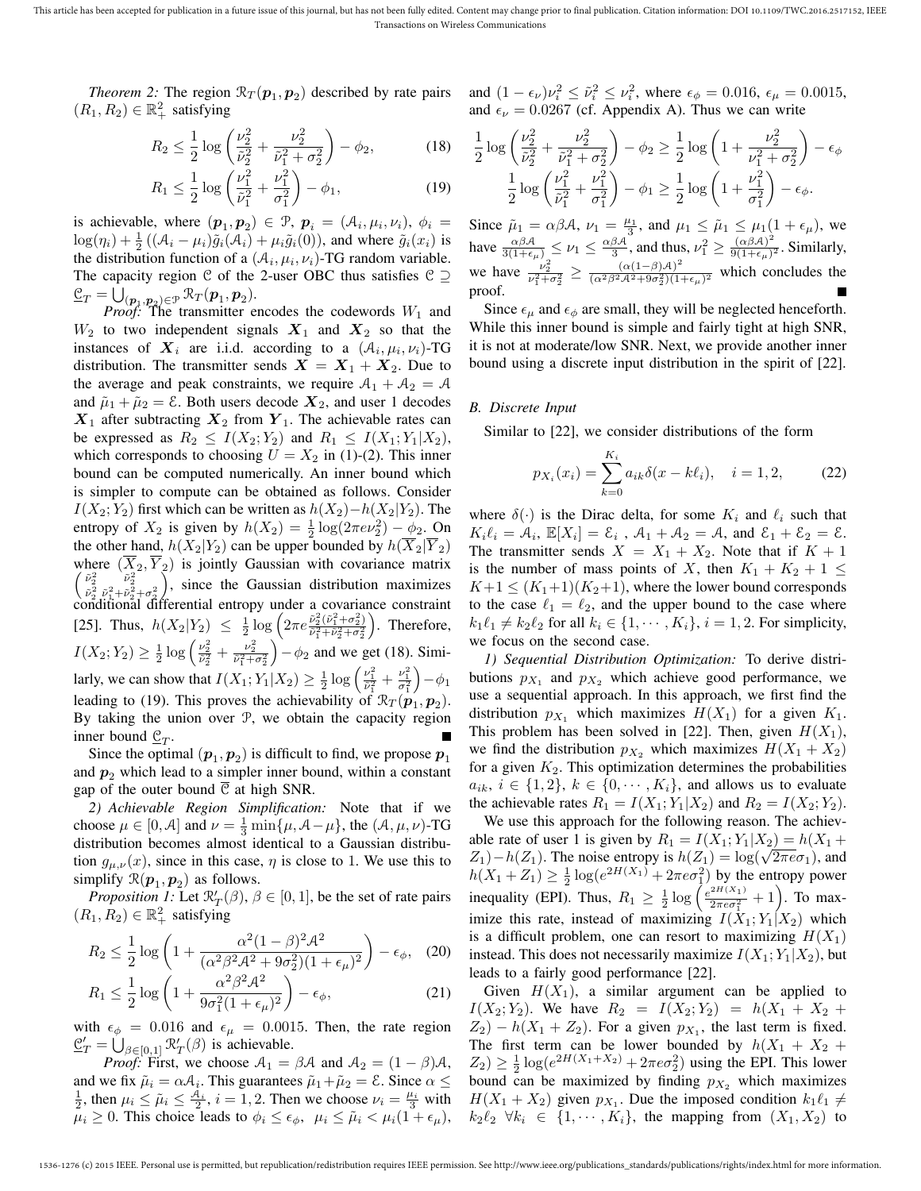*Theorem 2:* The region $\mathcal{R}_T(\boldsymbol{p}_1, \boldsymbol{p}_2)$ described by rate pairs $(R_1, R_2) \in \mathbb{R}_+^2$ satisfying

$$R_2 \leq \frac{1}{2}\log\left(\frac{\nu_2^2}{\tilde{\nu}_2^2} + \frac{\nu_2^2}{\tilde{\nu}_1^2 + \sigma_2^2}\right) - \phi_2, \tag{18}$$

$$R_1 \leq \frac{1}{2}\log\left(\frac{\nu_1^2}{\tilde{\nu}_1^2} + \frac{\nu_1^2}{\sigma_1^2}\right) - \phi_1, \tag{19}$$

is achievable, where $(\boldsymbol{p}_1, \boldsymbol{p}_2) \in \mathcal{P}$, $\boldsymbol{p}_i = (\mathcal{A}_i, \mu_i, \nu_i)$, $\phi_i = \log(\eta_i) + \frac{1}{2}\left((\mathcal{A}_i - \mu_i)\tilde{g}_i(\mathcal{A}_i) + \mu_i \tilde{g}_i(0)\right)$, and where $\tilde{g}_i(x_i)$ is the distribution function of a $(\mathcal{A}_i, \mu_i, \nu_i)$-TG random variable. The capacity region $\mathcal{C}$ of the 2-user OBC thus satisfies $\mathcal{C} \supseteq \underline{\mathcal{C}}_T = \bigcup_{(\boldsymbol{p}_1, \boldsymbol{p}_2) \in \mathcal{P}} \mathcal{R}_T(\boldsymbol{p}_1, \boldsymbol{p}_2)$.

*Proof:* The transmitter encodes the codewords $W_1$ and $W_2$ to two independent signals $\boldsymbol{X}_1$ and $\boldsymbol{X}_2$ so that the instances of $\boldsymbol{X}_i$ are i.i.d. according to a $(\mathcal{A}_i, \mu_i, \nu_i)$-TG distribution. The transmitter sends $\boldsymbol{X} = \boldsymbol{X}_1 + \boldsymbol{X}_2$. Due to the average and peak constraints, we require $\mathcal{A}_1 + \mathcal{A}_2 = \mathcal{A}$ and $\tilde{\mu}_1 + \tilde{\mu}_2 = \mathcal{E}$. Both users decode $\boldsymbol{X}_2$, and user 1 decodes $\boldsymbol{X}_1$ after subtracting $\boldsymbol{X}_2$ from $\boldsymbol{Y}_1$. The achievable rates can be expressed as $R_2 \leq I(X_2; Y_2)$ and $R_1 \leq I(X_1; Y_1 | X_2)$, which corresponds to choosing $U = X_2$ in (1)-(2). This inner bound can be computed numerically. An inner bound which is simpler to compute can be obtained as follows. Consider $I(X_2; Y_2)$ first which can be written as $h(X_2) - h(X_2|Y_2)$. The entropy of $X_2$ is given by $h(X_2) = \frac{1}{2}\log(2\pi e \nu_2^2) - \phi_2$. On the other hand, $h(X_2|Y_2)$ can be upper bounded by $h(\overline{X}_2|\overline{Y}_2)$ where $(\overline{X}_2, \overline{Y}_2)$ is jointly Gaussian with covariance matrix $\begin{pmatrix} \tilde{\nu}_2^2 & \tilde{\nu}_2^2 \\ \tilde{\nu}_2^2 & \tilde{\nu}_1^2 + \tilde{\nu}_2^2 + \sigma_2^2 \end{pmatrix}$, since the Gaussian distribution maximizes conditional differential entropy under a covariance constraint [25]. Thus, $h(X_2|Y_2) \leq \frac{1}{2}\log\left(2\pi e \frac{\tilde{\nu}_2^2(\tilde{\nu}_1^2 + \sigma_2^2)}{\tilde{\nu}_1^2 + \tilde{\nu}_2^2 + \sigma_2^2}\right)$. Therefore, $I(X_2; Y_2) \geq \frac{1}{2}\log\left(\frac{\nu_2^2}{\tilde{\nu}_2^2} + \frac{\nu_2^2}{\tilde{\nu}_1^2 + \sigma_2^2}\right) - \phi_2$ and we get (18). Similarly, we can show that $I(X_1; Y_1|X_2) \geq \frac{1}{2}\log\left(\frac{\nu_1^2}{\tilde{\nu}_1^2} + \frac{\nu_1^2}{\sigma_1^2}\right) - \phi_1$ leading to (19). This proves the achievability of $\mathcal{R}_T(\boldsymbol{p}_1, \boldsymbol{p}_2)$. By taking the union over $\mathcal{P}$, we obtain the capacity region inner bound $\underline{\mathcal{C}}_T$. ■

Since the optimal $(\boldsymbol{p}_1, \boldsymbol{p}_2)$ is difficult to find, we propose $\boldsymbol{p}_1$ and $\boldsymbol{p}_2$ which lead to a simpler inner bound, within a constant gap of the outer bound $\overline{\mathcal{C}}$ at high SNR.

*2) Achievable Region Simplification:* Note that if we choose $\mu \in [0, \mathcal{A}]$ and $\nu = \frac{1}{3}\min\{\mu, \mathcal{A} - \mu\}$, the $(\mathcal{A}, \mu, \nu)$-TG distribution becomes almost identical to a Gaussian distribution $g_{\mu,\nu}(x)$, since in this case, $\eta$ is close to 1. We use this to simplify $\mathcal{R}(\boldsymbol{p}_1, \boldsymbol{p}_2)$ as follows.

*Proposition 1:* Let $\mathcal{R}'_T(\beta)$, $\beta \in [0, 1]$, be the set of rate pairs $(R_1, R_2) \in \mathbb{R}_+^2$ satisfying

$$R_2 \leq \frac{1}{2}\log\left(1 + \frac{\alpha^2(1-\beta)^2\mathcal{A}^2}{(\alpha^2\beta^2\mathcal{A}^2 + 9\sigma_2^2)(1+\epsilon_\mu)^2}\right) - \epsilon_\phi, \tag{20}$$

$$R_1 \leq \frac{1}{2}\log\left(1 + \frac{\alpha^2\beta^2\mathcal{A}^2}{9\sigma_1^2(1+\epsilon_\mu)^2}\right) - \epsilon_\phi, \tag{21}$$

with $\epsilon_\phi = 0.016$ and $\epsilon_\mu = 0.0015$. Then, the rate region $\underline{\mathcal{C}}'_T = \bigcup_{\beta \in [0,1]} \mathcal{R}'_T(\beta)$ is achievable.

*Proof:* First, we choose $\mathcal{A}_1 = \beta\mathcal{A}$ and $\mathcal{A}_2 = (1-\beta)\mathcal{A}$, and we fix $\tilde{\mu}_i = \alpha\mathcal{A}_i$. This guarantees $\tilde{\mu}_1 + \tilde{\mu}_2 = \mathcal{E}$. Since $\alpha \leq \frac{1}{2}$, then $\mu_i \leq \tilde{\mu}_i \leq \frac{\mathcal{A}_i}{2}$, $i = 1, 2$. Then we choose $\nu_i = \frac{\mu_i}{3}$ with $\mu_i \geq 0$. This choice leads to $\phi_i \leq \epsilon_\phi$, $\mu_i \leq \tilde{\mu}_i < \mu_i(1 + \epsilon_\mu)$, and $(1 - \epsilon_\nu)\nu_i^2 \leq \tilde{\nu}_i^2 \leq \nu_i^2$, where $\epsilon_\phi = 0.016$, $\epsilon_\mu = 0.0015$, and $\epsilon_\nu = 0.0267$ (cf. Appendix A). Thus we can write

$$\frac{1}{2}\log\left(\frac{\nu_2^2}{\tilde{\nu}_2^2} + \frac{\nu_2^2}{\tilde{\nu}_1^2 + \sigma_2^2}\right) - \phi_2 \geq \frac{1}{2}\log\left(1 + \frac{\nu_2^2}{\nu_1^2 + \sigma_2^2}\right) - \epsilon_\phi$$

$$\frac{1}{2}\log\left(\frac{\nu_1^2}{\tilde{\nu}_1^2} + \frac{\nu_1^2}{\sigma_1^2}\right) - \phi_1 \geq \frac{1}{2}\log\left(1 + \frac{\nu_1^2}{\sigma_1^2}\right) - \epsilon_\phi.$$

Since $\tilde{\mu}_1 = \alpha\beta\mathcal{A}$, $\nu_1 = \frac{\mu_1}{3}$, and $\mu_1 \leq \tilde{\mu}_1 \leq \mu_1(1+\epsilon_\mu)$, we have $\frac{\alpha\beta\mathcal{A}}{3(1+\epsilon_\mu)} \leq \nu_1 \leq \frac{\alpha\beta\mathcal{A}}{3}$, and thus, $\nu_1^2 \geq \frac{(\alpha\beta\mathcal{A})^2}{9(1+\epsilon_\mu)^2}$. Similarly, we have $\frac{\nu_2^2}{\nu_1^2 + \sigma_2^2} \geq \frac{(\alpha(1-\beta)\mathcal{A})^2}{(\alpha^2\beta^2\mathcal{A}^2 + 9\sigma_2^2)(1+\epsilon_\mu)^2}$ which concludes the proof. ■

Since $\epsilon_\mu$ and $\epsilon_\phi$ are small, they will be neglected henceforth. While this inner bound is simple and fairly tight at high SNR, it is not at moderate/low SNR. Next, we provide another inner bound using a discrete input distribution in the spirit of [22].

### B. Discrete Input

Similar to [22], we consider distributions of the form

$$p_{X_i}(x_i) = \sum_{k=0}^{K_i} a_{ik}\delta(x - k\ell_i), \quad i = 1, 2, \tag{22}$$

where $\delta(\cdot)$ is the Dirac delta, for some $K_i$ and $\ell_i$ such that $K_i\ell_i = \mathcal{A}_i$, $\mathbb{E}[X_i] = \mathcal{E}_i$ , $\mathcal{A}_1 + \mathcal{A}_2 = \mathcal{A}$, and $\mathcal{E}_1 + \mathcal{E}_2 = \mathcal{E}$. The transmitter sends $X = X_1 + X_2$. Note that if $K + 1$ is the number of mass points of $X$, then $K_1 + K_2 + 1 \leq K + 1 \leq (K_1+1)(K_2+1)$, where the lower bound corresponds to the case $\ell_1 = \ell_2$, and the upper bound to the case where $k_1\ell_1 \neq k_2\ell_2$ for all $k_i \in \{1, \cdots, K_i\}$, $i = 1, 2$. For simplicity, we focus on the second case.

*1) Sequential Distribution Optimization:* To derive distributions $p_{X_1}$ and $p_{X_2}$ which achieve good performance, we use a sequential approach. In this approach, we first find the distribution $p_{X_1}$ which maximizes $H(X_1)$ for a given $K_1$. This problem has been solved in [22]. Then, given $H(X_1)$, we find the distribution $p_{X_2}$ which maximizes $H(X_1 + X_2)$ for a given $K_2$. This optimization determines the probabilities $a_{ik}$, $i \in \{1, 2\}$, $k \in \{0, \cdots, K_i\}$, and allows us to evaluate the achievable rates $R_1 = I(X_1; Y_1|X_2)$ and $R_2 = I(X_2; Y_2)$.

We use this approach for the following reason. The achievable rate of user 1 is given by $R_1 = I(X_1; Y_1|X_2) = h(X_1 + Z_1) - h(Z_1)$. The noise entropy is $h(Z_1) = \log(\sqrt{2\pi e}\sigma_1)$, and $h(X_1 + Z_1) \geq \frac{1}{2}\log(e^{2H(X_1)} + 2\pi e\sigma_1^2)$ by the entropy power inequality (EPI). Thus, $R_1 \geq \frac{1}{2}\log\left(\frac{e^{2H(X_1)}}{2\pi e\sigma_1^2} + 1\right)$. To maximize this rate, instead of maximizing $I(X_1; Y_1|X_2)$ which is a difficult problem, one can resort to maximizing $H(X_1)$ instead. This does not necessarily maximize $I(X_1; Y_1|X_2)$, but leads to a fairly good performance [22].

Given $H(X_1)$, a similar argument can be applied to $I(X_2; Y_2)$. We have $R_2 = I(X_2; Y_2) = h(X_1 + X_2 + Z_2) - h(X_1 + Z_2)$. For a given $p_{X_1}$, the last term is fixed. The first term can be lower bounded by $h(X_1 + X_2 + Z_2) \geq \frac{1}{2}\log(e^{2H(X_1+X_2)} + 2\pi e\sigma_2^2)$ using the EPI. This lower bound can be maximized by finding $p_{X_2}$ which maximizes $H(X_1 + X_2)$ given $p_{X_1}$. Due the imposed condition $k_1\ell_1 \neq k_2\ell_2$ $\forall k_i \in \{1, \cdots, K_i\}$, the mapping from $(X_1, X_2)$ to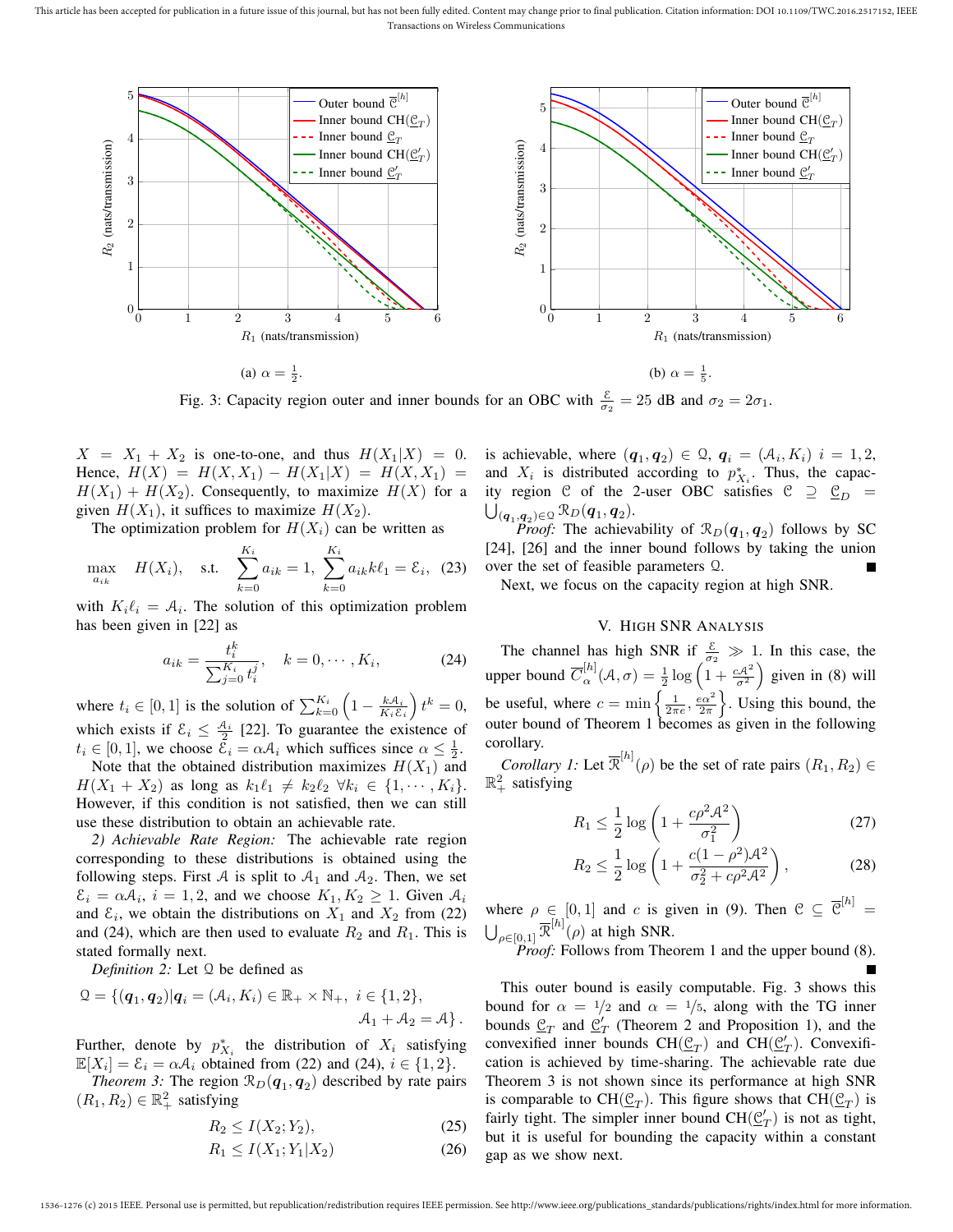Fig. 3: Capacity region outer and inner bounds for an OBC with $\frac{\mathcal{E}}{\sigma_2} = 25$ dB and $\sigma_2 = 2\sigma_1$.

(a) $\alpha = \frac{1}{2}$.

(b) $\alpha = \frac{1}{5}$.

$X = X_1 + X_2$ is one-to-one, and thus $H(X_1|X) = 0$. Hence, $H(X) = H(X, X_1) - H(X_1|X) = H(X, X_1) = H(X_1) + H(X_2)$. Consequently, to maximize $H(X)$ for a given $H(X_1)$, it suffices to maximize $H(X_2)$.

The optimization problem for $H(X_i)$ can be written as

$$\max_{a_{ik}} \quad H(X_i), \quad \text{s.t.} \quad \sum_{k=0}^{K_i} a_{ik} = 1, \; \sum_{k=0}^{K_i} a_{ik} k \ell_1 = \mathcal{E}_i, \quad (23)$$

with $K_i \ell_i = \mathcal{A}_i$. The solution of this optimization problem has been given in [22] as

$$a_{ik} = \frac{t_i^k}{\sum_{j=0}^{K_i} t_i^j}, \quad k = 0, \cdots, K_i, \quad (24)$$

where $t_i \in [0,1]$ is the solution of $\sum_{k=0}^{K_i} \left(1 - \frac{k\mathcal{A}_i}{K_i \mathcal{E}_i}\right) t^k = 0$, which exists if $\mathcal{E}_i \leq \frac{\mathcal{A}_i}{2}$ [22]. To guarantee the existence of $t_i \in [0,1]$, we choose $\mathcal{E}_i = \alpha \mathcal{A}_i$ which suffices since $\alpha \leq \frac{1}{2}$.

Note that the obtained distribution maximizes $H(X_1)$ and $H(X_1 + X_2)$ as long as $k_1 \ell_1 \neq k_2 \ell_2 \; \forall k_i \in \{1, \cdots, K_i\}$. However, if this condition is not satisfied, then we can still use these distribution to obtain an achievable rate.

*2) Achievable Rate Region:* The achievable rate region corresponding to these distributions is obtained using the following steps. First $\mathcal{A}$ is split to $\mathcal{A}_1$ and $\mathcal{A}_2$. Then, we set $\mathcal{E}_i = \alpha \mathcal{A}_i$, $i = 1, 2$, and we choose $K_1, K_2 \geq 1$. Given $\mathcal{A}_i$ and $\mathcal{E}_i$, we obtain the distributions on $X_1$ and $X_2$ from (22) and (24), which are then used to evaluate $R_2$ and $R_1$. This is stated formally next.

*Definition 2:* Let $\mathcal{Q}$ be defined as

$$\mathcal{Q} = \{(\boldsymbol{q}_1, \boldsymbol{q}_2) | \boldsymbol{q}_i = (\mathcal{A}_i, K_i) \in \mathbb{R}_+ \times \mathbb{N}_+, \; i \in \{1, 2\}, \; \mathcal{A}_1 + \mathcal{A}_2 = \mathcal{A}\}.$$

Further, denote by $p^*_{X_i}$ the distribution of $X_i$ satisfying $\mathbb{E}[X_i] = \mathcal{E}_i = \alpha \mathcal{A}_i$ obtained from (22) and (24), $i \in \{1, 2\}$.

*Theorem 3:* The region $\mathcal{R}_D(\boldsymbol{q}_1, \boldsymbol{q}_2)$ described by rate pairs $(R_1, R_2) \in \mathbb{R}_+^2$ satisfying

$$R_2 \leq I(X_2; Y_2), \quad (25)$$

$$R_1 \leq I(X_1; Y_1 | X_2) \quad (26)$$

is achievable, where $(\boldsymbol{q}_1, \boldsymbol{q}_2) \in \mathcal{Q}$, $\boldsymbol{q}_i = (\mathcal{A}_i, K_i)$ $i = 1, 2$, and $X_i$ is distributed according to $p^*_{X_i}$. Thus, the capacity region $\mathcal{C}$ of the 2-user OBC satisfies $\mathcal{C} \supseteq \underline{\mathcal{C}}_D = \bigcup_{(\boldsymbol{q}_1, \boldsymbol{q}_2) \in \mathcal{Q}} \mathcal{R}_D(\boldsymbol{q}_1, \boldsymbol{q}_2)$.

*Proof:* The achievability of $\mathcal{R}_D(\boldsymbol{q}_1, \boldsymbol{q}_2)$ follows by SC [24], [26] and the inner bound follows by taking the union over the set of feasible parameters $\mathcal{Q}$. ∎

Next, we focus on the capacity region at high SNR.

## V. High SNR Analysis

The channel has high SNR if $\frac{\mathcal{E}}{\sigma_2} \gg 1$. In this case, the upper bound $\overline{C}_\alpha^{[h]}(\mathcal{A}, \sigma) = \frac{1}{2} \log\left(1 + \frac{c\mathcal{A}^2}{\sigma^2}\right)$ given in (8) will be useful, where $c = \min\left\{\frac{1}{2\pi e}, \frac{e\alpha^2}{2\pi}\right\}$. Using this bound, the outer bound of Theorem 1 becomes as given in the following corollary.

*Corollary 1:* Let $\overline{\mathcal{R}}^{[h]}(\rho)$ be the set of rate pairs $(R_1, R_2) \in \mathbb{R}_+^2$ satisfying

$$R_1 \leq \frac{1}{2} \log\left(1 + \frac{c\rho^2 \mathcal{A}^2}{\sigma_1^2}\right) \quad (27)$$

$$R_2 \leq \frac{1}{2} \log\left(1 + \frac{c(1 - \rho^2)\mathcal{A}^2}{\sigma_2^2 + c\rho^2 \mathcal{A}^2}\right), \quad (28)$$

where $\rho \in [0,1]$ and $c$ is given in (9). Then $\mathcal{C} \subseteq \overline{\mathcal{C}}^{[h]} = \bigcup_{\rho \in [0,1]} \overline{\mathcal{R}}^{[h]}(\rho)$ at high SNR.

*Proof:* Follows from Theorem 1 and the upper bound (8). ∎

This outer bound is easily computable. Fig. 3 shows this bound for $\alpha = 1/2$ and $\alpha = 1/5$, along with the TG inner bounds $\underline{\mathcal{C}}_T$ and $\underline{\mathcal{C}}'_T$ (Theorem 2 and Proposition 1), and the convexified inner bounds $\text{CH}(\underline{\mathcal{C}}_T)$ and $\text{CH}(\underline{\mathcal{C}}'_T)$. Convexification is achieved by time-sharing. The achievable rate due Theorem 3 is not shown since its performance at high SNR is comparable to $\text{CH}(\underline{\mathcal{C}}_T)$. This figure shows that $\text{CH}(\underline{\mathcal{C}}_T)$ is fairly tight. The simpler inner bound $\text{CH}(\underline{\mathcal{C}}'_T)$ is not as tight, but it is useful for bounding the capacity within a constant gap as we show next.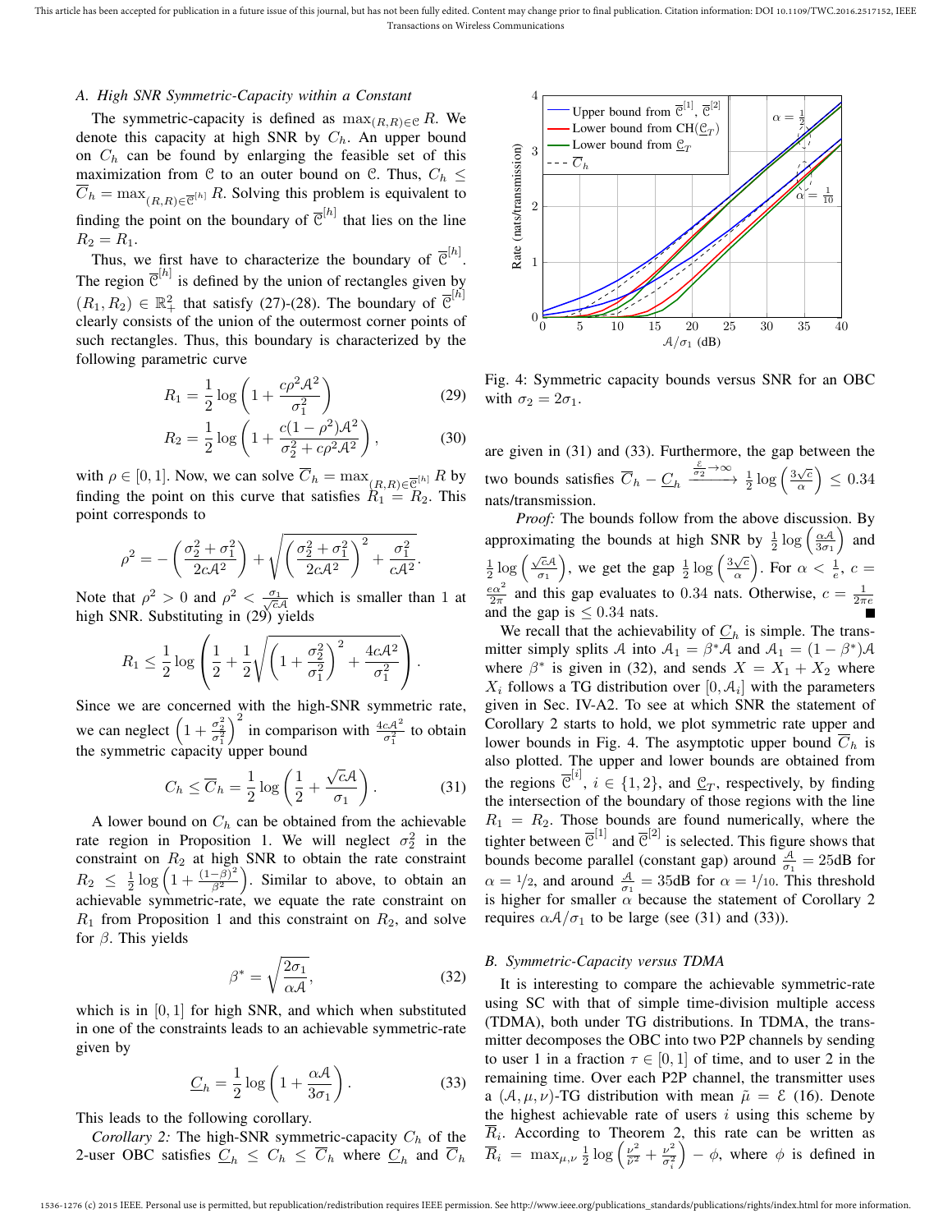### A. High SNR Symmetric-Capacity within a Constant

The symmetric-capacity is defined as $\max_{(R,R)\in\mathcal{C}} R$. We denote this capacity at high SNR by $C_h$. An upper bound on $C_h$ can be found by enlarging the feasible set of this maximization from $\mathcal{C}$ to an outer bound on $\mathcal{C}$. Thus, $C_h \leq \overline{C}_h = \max_{(R,R)\in\overline{\mathcal{C}}^{[h]}} R$. Solving this problem is equivalent to finding the point on the boundary of $\overline{\mathcal{C}}^{[h]}$ that lies on the line $R_2 = R_1$.

Thus, we first have to characterize the boundary of $\overline{\mathcal{C}}^{[h]}$. The region $\overline{\mathcal{C}}^{[h]}$ is defined by the union of rectangles given by $(R_1, R_2) \in \mathbb{R}_+^2$ that satisfy (27)-(28). The boundary of $\overline{\mathcal{C}}^{[h]}$ clearly consists of the union of the outermost corner points of such rectangles. Thus, this boundary is characterized by the following parametric curve

$$R_1 = \frac{1}{2}\log\left(1 + \frac{c\rho^2\mathcal{A}^2}{\sigma_1^2}\right) \tag{29}$$

$$R_2 = \frac{1}{2}\log\left(1 + \frac{c(1-\rho^2)\mathcal{A}^2}{\sigma_2^2 + c\rho^2\mathcal{A}^2}\right), \tag{30}$$

with $\rho \in [0, 1]$. Now, we can solve $\overline{C}_h = \max_{(R,R)\in\overline{\mathcal{C}}^{[h]}} R$ by finding the point on this curve that satisfies $R_1 = R_2$. This point corresponds to

$$\rho^2 = -\left(\frac{\sigma_2^2 + \sigma_1^2}{2c\mathcal{A}^2}\right) + \sqrt{\left(\frac{\sigma_2^2 + \sigma_1^2}{2c\mathcal{A}^2}\right)^2 + \frac{\sigma_1^2}{c\mathcal{A}^2}}.$$

Note that $\rho^2 > 0$ and $\rho^2 < \frac{\sigma_1}{\sqrt{c}\mathcal{A}}$ which is smaller than 1 at high SNR. Substituting in (29) yields

$$R_1 \leq \frac{1}{2}\log\left(\frac{1}{2} + \frac{1}{2}\sqrt{\left(1 + \frac{\sigma_2^2}{\sigma_1^2}\right)^2 + \frac{4c\mathcal{A}^2}{\sigma_1^2}}\right).$$

Since we are concerned with the high-SNR symmetric rate, we can neglect $\left(1 + \frac{\sigma_2^2}{\sigma_1^2}\right)^2$ in comparison with $\frac{4c\mathcal{A}^2}{\sigma_1^2}$ to obtain the symmetric capacity upper bound

$$C_h \leq \overline{C}_h = \frac{1}{2}\log\left(\frac{1}{2} + \frac{\sqrt{c}\mathcal{A}}{\sigma_1}\right). \tag{31}$$

A lower bound on $C_h$ can be obtained from the achievable rate region in Proposition 1. We will neglect $\sigma_2^2$ in the constraint on $R_2$ at high SNR to obtain the rate constraint $R_2 \leq \frac{1}{2}\log\left(1 + \frac{(1-\beta)^2}{\beta^2}\right)$. Similar to above, to obtain an achievable symmetric-rate, we equate the rate constraint on $R_1$ from Proposition 1 and this constraint on $R_2$, and solve for $\beta$. This yields

$$\beta^* = \sqrt{\frac{2\sigma_1}{\alpha\mathcal{A}}}, \tag{32}$$

which is in $[0, 1]$ for high SNR, and which when substituted in one of the constraints leads to an achievable symmetric-rate given by

$$\underline{C}_h = \frac{1}{2}\log\left(1 + \frac{\alpha\mathcal{A}}{3\sigma_1}\right). \tag{33}$$

This leads to the following corollary.

*Corollary 2:* The high-SNR symmetric-capacity $C_h$ of the 2-user OBC satisfies $\underline{C}_h \leq C_h \leq \overline{C}_h$ where $\underline{C}_h$ and $\overline{C}_h$ are given in (31) and (33). Furthermore, the gap between the two bounds satisfies $\overline{C}_h - \underline{C}_h \xrightarrow{\frac{\mathcal{E}}{\sigma_2}\to\infty} \frac{1}{2}\log\left(\frac{3\sqrt{c}}{\alpha}\right) \leq 0.34$ nats/transmission.

*Proof:* The bounds follow from the above discussion. By approximating the bounds at high SNR by $\frac{1}{2}\log\left(\frac{\alpha\mathcal{A}}{3\sigma_1}\right)$ and $\frac{1}{2}\log\left(\frac{\sqrt{c}\mathcal{A}}{\sigma_1}\right)$, we get the gap $\frac{1}{2}\log\left(\frac{3\sqrt{c}}{\alpha}\right)$. For $\alpha < \frac{1}{e}$, $c = \frac{e\alpha^2}{2\pi}$ and this gap evaluates to 0.34 nats. Otherwise, $c = \frac{1}{2\pi e}$ and the gap is $\leq 0.34$ nats. ∎

Upper bound from $\overline{\mathcal{C}}^{[1]}$, $\overline{\mathcal{C}}^{[2]}$

Lower bound from CH($\underline{\mathcal{C}}_T$)

Lower bound from $\underline{\mathcal{C}}_T$

$\overline{C}_h$

$\alpha = \frac{1}{2}$

$\alpha = \frac{1}{10}$

Rate (nats/transmission)

$\mathcal{A}/\sigma_1$ (dB)

0 5 10 15 20 25 30 35 40

0 1 2 3 4

Fig. 4: Symmetric capacity bounds versus SNR for an OBC with $\sigma_2 = 2\sigma_1$.

We recall that the achievability of $\underline{C}_h$ is simple. The transmitter simply splits $\mathcal{A}$ into $\mathcal{A}_1 = \beta^*\mathcal{A}$ and $\mathcal{A}_1 = (1-\beta^*)\mathcal{A}$ where $\beta^*$ is given in (32), and sends $X = X_1 + X_2$ where $X_i$ follows a TG distribution over $[0, \mathcal{A}_i]$ with the parameters given in Sec. IV-A2. To see at which SNR the statement of Corollary 2 starts to hold, we plot symmetric rate upper and lower bounds in Fig. 4. The asymptotic upper bound $\overline{C}_h$ is also plotted. The upper and lower bounds are obtained from the regions $\overline{\mathcal{C}}^{[i]}$, $i \in \{1, 2\}$, and $\underline{\mathcal{C}}_T$, respectively, by finding the intersection of the boundary of those regions with the line $R_1 = R_2$. Those bounds are found numerically, where the tighter between $\overline{\mathcal{C}}^{[1]}$ and $\overline{\mathcal{C}}^{[2]}$ is selected. This figure shows that bounds become parallel (constant gap) around $\frac{\mathcal{A}}{\sigma_1} = 25$dB for $\alpha = 1/2$, and around $\frac{\mathcal{A}}{\sigma_1} = 35$dB for $\alpha = 1/10$. This threshold is higher for smaller $\alpha$ because the statement of Corollary 2 requires $\alpha\mathcal{A}/\sigma_1$ to be large (see (31) and (33)).

### B. Symmetric-Capacity versus TDMA

It is interesting to compare the achievable symmetric-rate using SC with that of simple time-division multiple access (TDMA), both under TG distributions. In TDMA, the transmitter decomposes the OBC into two P2P channels by sending to user 1 in a fraction $\tau \in [0, 1]$ of time, and to user 2 in the remaining time. Over each P2P channel, the transmitter uses a $(\mathcal{A}, \mu, \nu)$-TG distribution with mean $\tilde{\mu} = \mathcal{E}$ (16). Denote the highest achievable rate of users $i$ using this scheme by $\overline{R}_i$. According to Theorem 2, this rate can be written as $\overline{R}_i = \max_{\mu,\nu} \frac{1}{2}\log\left(\frac{\nu^2}{\nu^2} + \frac{\nu^2}{\sigma_i^2}\right) - \phi$, where $\phi$ is defined in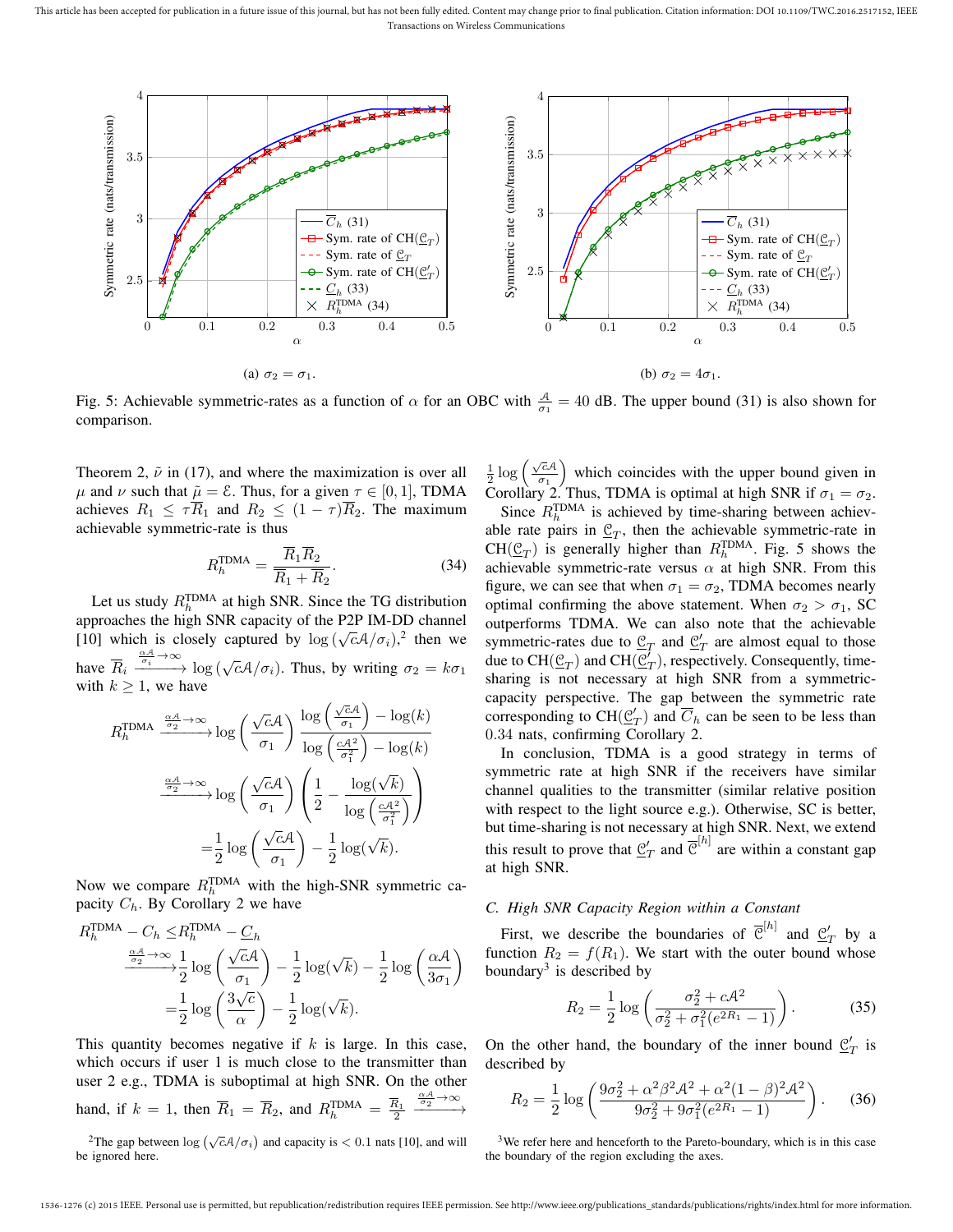4

3.5

3

2.5

0 0.1 0.2 0.3 0.4 0.5

$\alpha$

Symmetric rate (nats/transmission)

$\overline{C}_h$ (31)

Sym. rate of CH($\underline{\mathcal{C}}_T$)

Sym. rate of $\underline{\mathcal{C}}_T$

Sym. rate of CH($\underline{\mathcal{C}}'_T$)

$\underline{C}_h$ (33)

$R_h^{\text{TDMA}}$ (34)

(a) $\sigma_2 = \sigma_1$.

4

3.5

3

2.5

0 0.1 0.2 0.3 0.4 0.5

$\alpha$

Symmetric rate (nats/transmission)

$\overline{C}_h$ (31)

Sym. rate of CH($\underline{\mathcal{C}}_T$)

Sym. rate of $\underline{\mathcal{C}}_T$

Sym. rate of CH($\underline{\mathcal{C}}'_T$)

$\underline{C}_h$ (33)

$R_h^{\text{TDMA}}$ (34)

(b) $\sigma_2 = 4\sigma_1$.

Fig. 5: Achievable symmetric-rates as a function of $\alpha$ for an OBC with $\frac{\mathcal{A}}{\sigma_1} = 40$ dB. The upper bound (31) is also shown for comparison.

Theorem 2, $\tilde{\nu}$ in (17), and where the maximization is over all $\mu$ and $\nu$ such that $\tilde{\mu} = \mathcal{E}$. Thus, for a given $\tau \in [0,1]$, TDMA achieves $R_1 \leq \tau\overline{R}_1$ and $R_2 \leq (1-\tau)\overline{R}_2$. The maximum achievable symmetric-rate is thus

$$R_h^{\text{TDMA}} = \frac{\overline{R}_1\overline{R}_2}{\overline{R}_1 + \overline{R}_2}. \tag{34}$$

Let us study $R_h^{\text{TDMA}}$ at high SNR. Since the TG distribution approaches the high SNR capacity of the P2P IM-DD channel [10] which is closely captured by $\log(\sqrt{c}\mathcal{A}/\sigma_i)$,[2] then we have $\overline{R}_i \xrightarrow{\frac{\alpha\mathcal{A}}{\sigma_i}\to\infty} \log(\sqrt{c}\mathcal{A}/\sigma_i)$. Thus, by writing $\sigma_2 = k\sigma_1$ with $k \geq 1$, we have

$$\begin{aligned}
R_h^{\text{TDMA}} &\xrightarrow{\frac{\alpha\mathcal{A}}{\sigma_2}\to\infty} \log\left(\frac{\sqrt{c}\mathcal{A}}{\sigma_1}\right)\frac{\log\left(\frac{\sqrt{c}\mathcal{A}}{\sigma_1}\right) - \log(k)}{\log\left(\frac{c\mathcal{A}^2}{\sigma_1^2}\right) - \log(k)} \\
&\xrightarrow{\frac{\alpha\mathcal{A}}{\sigma_2}\to\infty} \log\left(\frac{\sqrt{c}\mathcal{A}}{\sigma_1}\right)\left(\frac{1}{2} - \frac{\log(\sqrt{k})}{\log\left(\frac{c\mathcal{A}^2}{\sigma_1^2}\right)}\right) \\
&= \frac{1}{2}\log\left(\frac{\sqrt{c}\mathcal{A}}{\sigma_1}\right) - \frac{1}{2}\log(\sqrt{k}).
\end{aligned}$$

Now we compare $R_h^{\text{TDMA}}$ with the high-SNR symmetric capacity $C_h$. By Corollary 2 we have

$$\begin{aligned}
R_h^{\text{TDMA}} - C_h &\leq R_h^{\text{TDMA}} - \underline{C}_h \\
&\xrightarrow{\frac{\alpha\mathcal{A}}{\sigma_2}\to\infty} \frac{1}{2}\log\left(\frac{\sqrt{c}\mathcal{A}}{\sigma_1}\right) - \frac{1}{2}\log(\sqrt{k}) - \frac{1}{2}\log\left(\frac{\alpha\mathcal{A}}{3\sigma_1}\right) \\
&= \frac{1}{2}\log\left(\frac{3\sqrt{c}}{\alpha}\right) - \frac{1}{2}\log(\sqrt{k}).
\end{aligned}$$

This quantity becomes negative if $k$ is large. In this case, which occurs if user 1 is much close to the transmitter than user 2 e.g., TDMA is suboptimal at high SNR. On the other hand, if $k = 1$, then $\overline{R}_1 = \overline{R}_2$, and $R_h^{\text{TDMA}} = \frac{\overline{R}_1}{2} \xrightarrow{\frac{\alpha\mathcal{A}}{\sigma_2}\to\infty} \frac{1}{2}\log\left(\frac{\sqrt{c}\mathcal{A}}{\sigma_1}\right)$ which coincides with the upper bound given in Corollary 2. Thus, TDMA is optimal at high SNR if $\sigma_1 = \sigma_2$.

Since $R_h^{\text{TDMA}}$ is achieved by time-sharing between achievable rate pairs in $\underline{\mathcal{C}}_T$, then the achievable symmetric-rate in CH($\underline{\mathcal{C}}_T$) is generally higher than $R_h^{\text{TDMA}}$. Fig. 5 shows the achievable symmetric-rate versus $\alpha$ at high SNR. From this figure, we can see that when $\sigma_1 = \sigma_2$, TDMA becomes nearly optimal confirming the above statement. When $\sigma_2 > \sigma_1$, SC outperforms TDMA. We can also note that the achievable symmetric-rates due to $\underline{\mathcal{C}}_T$ and $\underline{\mathcal{C}}'_T$ are almost equal to those due to CH($\underline{\mathcal{C}}_T$) and CH($\underline{\mathcal{C}}'_T$), respectively. Consequently, time-sharing is not necessary at high SNR from a symmetric-capacity perspective. The gap between the symmetric rate corresponding to CH($\underline{\mathcal{C}}'_T$) and $\overline{C}_h$ can be seen to be less than 0.34 nats, confirming Corollary 2.

In conclusion, TDMA is a good strategy in terms of symmetric rate at high SNR if the receivers have similar channel qualities to the transmitter (similar relative position with respect to the light source e.g.). Otherwise, SC is better, but time-sharing is not necessary at high SNR. Next, we extend this result to prove that $\underline{\mathcal{C}}'_T$ and $\overline{\mathcal{C}}^{[h]}$ are within a constant gap at high SNR.

### C. High SNR Capacity Region within a Constant

First, we describe the boundaries of $\overline{\mathcal{C}}^{[h]}$ and $\underline{\mathcal{C}}'_T$ by a function $R_2 = f(R_1)$. We start with the outer bound whose boundary[3] is described by

$$R_2 = \frac{1}{2}\log\left(\frac{\sigma_2^2 + c\mathcal{A}^2}{\sigma_2^2 + \sigma_1^2(e^{2R_1} - 1)}\right). \tag{35}$$

On the other hand, the boundary of the inner bound $\underline{\mathcal{C}}'_T$ is described by

$$R_2 = \frac{1}{2}\log\left(\frac{9\sigma_2^2 + \alpha^2\beta^2\mathcal{A}^2 + \alpha^2(1-\beta)^2\mathcal{A}^2}{9\sigma_2^2 + 9\sigma_1^2(e^{2R_1} - 1)}\right). \tag{36}$$

[2]The gap between $\log(\sqrt{c}\mathcal{A}/\sigma_i)$ and capacity is $< 0.1$ nats [10], and will be ignored here.

[3]We refer here and henceforth to the Pareto-boundary, which is in this case the boundary of the region excluding the axes.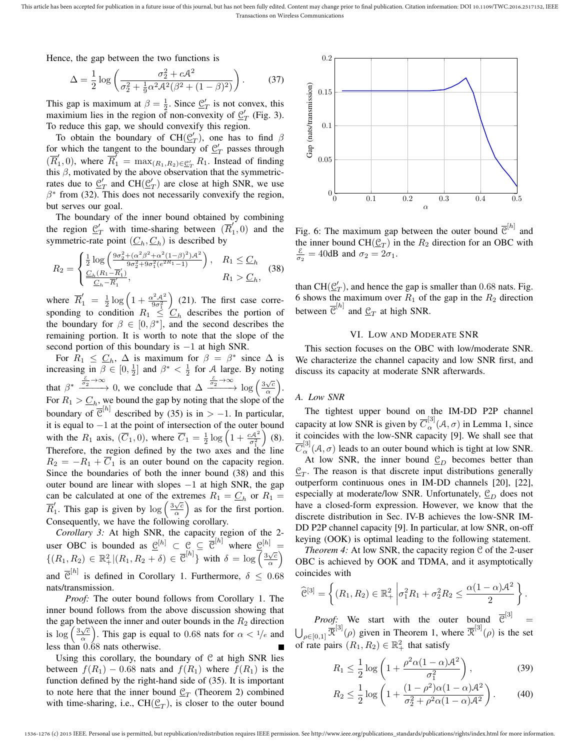Hence, the gap between the two functions is

$$\Delta = \frac{1}{2}\log\left(\frac{\sigma_2^2 + c\mathcal{A}^2}{\sigma_2^2 + \frac{1}{9}\alpha^2\mathcal{A}^2(\beta^2 + (1-\beta)^2)}\right). \quad (37)$$

This gap is maximum at $\beta = \frac{1}{2}$. Since $\underline{\mathcal{C}}_T'$ is not convex, this maximium lies in the region of non-convexity of $\underline{\mathcal{C}}_T'$ (Fig. 3). To reduce this gap, we should convexify this region.

To obtain the boundary of $\text{CH}(\underline{\mathcal{C}}_T')$, one has to find $\beta$ for which the tangent to the boundary of $\underline{\mathcal{C}}_T'$ passes through $(\overline{R}_1', 0)$, where $\overline{R}_1' = \max_{(R_1,R_2)\in\underline{\mathcal{C}}_T'} R_1$. Instead of finding this $\beta$, motivated by the above observation that the symmetric-rates due to $\underline{\mathcal{C}}_T'$ and $\text{CH}(\underline{\mathcal{C}}_T')$ are close at high SNR, we use $\beta^*$ from (32). This does not necessarily convexify the region, but serves our goal.

The boundary of the inner bound obtained by combining the region $\underline{\mathcal{C}}_T'$ with time-sharing between $(\overline{R}_1', 0)$ and the symmetric-rate point $(\underline{C}_h, \underline{C}_h)$ is described by

$$R_2 = \begin{cases} \frac{1}{2}\log\left(\frac{9\sigma_2^2 + (\alpha^2\beta^2 + \alpha^2(1-\beta)^2)\mathcal{A}^2}{9\sigma_2^2 + 9\sigma_1^2(e^{2R_1}-1)}\right), & R_1 \le \underline{C}_h \\ \frac{\underline{C}_h(R_1 - \overline{R}_1')}{\underline{C}_h - \overline{R}_1'}, & R_1 > \underline{C}_h, \end{cases} \quad (38)$$

where $\overline{R}_1' = \frac{1}{2}\log\left(1 + \frac{\alpha^2\mathcal{A}^2}{9\sigma_1^2}\right)$ (21). The first case corresponding to condition $R_1 \le \underline{C}_h$ describes the portion of the boundary for $\beta \in [0, \beta^*]$, and the second describes the remaining portion. It is worth to note that the slope of the second portion of this boundary is $-1$ at high SNR.

For $R_1 \le \underline{C}_h$, $\Delta$ is maximum for $\beta = \beta^*$ since $\Delta$ is increasing in $\beta \in [0, \frac{1}{2}]$ and $\beta^* < \frac{1}{2}$ for $\mathcal{A}$ large. By noting that $\beta^* \xrightarrow{\frac{\mathcal{E}}{\sigma_2}\to\infty} 0$, we conclude that $\Delta \xrightarrow{\frac{\mathcal{E}}{\sigma_2}\to\infty} \log\left(\frac{3\sqrt{c}}{\alpha}\right)$. For $R_1 > \underline{C}_h$, we bound the gap by noting that the slope of the boundary of $\overline{\mathcal{C}}^{[h]}$ described by (35) is in $> -1$. In particular, it is equal to $-1$ at the point of intersection of the outer bound with the $R_1$ axis, $(\overline{C}_1, 0)$, where $\overline{C}_1 = \frac{1}{2}\log\left(1 + \frac{c\mathcal{A}^2}{\sigma_1^2}\right)$ (8). Therefore, the region defined by the two axes and the line $R_2 = -R_1 + \overline{C}_1$ is an outer bound on the capacity region. Since the boundaries of both the inner bound (38) and this outer bound are linear with slopes $-1$ at high SNR, the gap can be calculated at one of the extremes $R_1 = \underline{C}_h$ or $R_1 = \overline{R}_1'$. This gap is given by $\log\left(\frac{3\sqrt{c}}{\alpha}\right)$ as for the first portion. Consequently, we have the following corollary.

*Corollary 3:* At high SNR, the capacity region of the 2-user OBC is bounded as $\underline{\mathcal{C}}^{[h]} \subset \mathcal{C} \subseteq \overline{\mathcal{C}}^{[h]}$ where $\underline{\mathcal{C}}^{[h]} = \{(R_1, R_2) \in \mathbb{R}_+^2 | (R_1, R_2 + \delta) \in \overline{\mathcal{C}}^{[h]}\}$ with $\delta = \log\left(\frac{3\sqrt{c}}{\alpha}\right)$ and $\overline{\mathcal{C}}^{[h]}$ is defined in Corollary 1. Furthermore, $\delta \le 0.68$ nats/transmission.

*Proof:* The outer bound follows from Corollary 1. The inner bound follows from the above discussion showing that the gap between the inner and outer bounds in the $R_2$ direction is $\log\left(\frac{3\sqrt{c}}{\alpha}\right)$. This gap is equal to 0.68 nats for $\alpha < 1/e$ and less than 0.68 nats otherwise. ∎

Using this corollary, the boundary of $\mathcal{C}$ at high SNR lies between $f(R_1) - 0.68$ nats and $f(R_1)$ where $f(R_1)$ is the function defined by the right-hand side of (35). It is important to note here that the inner bound $\underline{\mathcal{C}}_T$ (Theorem 2) combined with time-sharing, i.e., $\text{CH}(\underline{\mathcal{C}}_T)$, is closer to the outer bound than $\text{CH}(\underline{\mathcal{C}}_T')$, and hence the gap is smaller than 0.68 nats. Fig. 6 shows the maximum over $R_1$ of the gap in the $R_2$ direction between $\overline{\mathcal{C}}^{[h]}$ and $\underline{\mathcal{C}}_T$ at high SNR.

Gap (nats/transmission)
0.2
0.15
0.1
0.05
0
0 0.1 0.2 0.3 0.4 0.5
$\alpha$

Fig. 6: The maximum gap between the outer bound $\overline{\mathcal{C}}^{[h]}$ and the inner bound $\text{CH}(\underline{\mathcal{C}}_T)$ in the $R_2$ direction for an OBC with $\frac{\mathcal{E}}{\sigma_2} = 40$dB and $\sigma_2 = 2\sigma_1$.

## VI. Low and Moderate SNR

This section focuses on the OBC with low/moderate SNR. We characterize the channel capacity and low SNR first, and discuss its capacity at moderate SNR afterwards.

### A. Low SNR

The tightest upper bound on the IM-DD P2P channel capacity at low SNR is given by $\overline{C}_\alpha^{[3]}(\mathcal{A}, \sigma)$ in Lemma 1, since it coincides with the low-SNR capacity [9]. We shall see that $\overline{C}_\alpha^{[3]}(\mathcal{A}, \sigma)$ leads to an outer bound which is tight at low SNR.

At low SNR, the inner bound $\underline{\mathcal{C}}_D$ becomes better than $\underline{\mathcal{C}}_T$. The reason is that discrete input distributions generally outperform continuous ones in IM-DD channels [20], [22], especially at moderate/low SNR. Unfortunately, $\underline{\mathcal{C}}_D$ does not have a closed-form expression. However, we know that the discrete distribution in Sec. IV-B achieves the low-SNR IM-DD P2P channel capacity [9]. In particular, at low SNR, on-off keying (OOK) is optimal leading to the following statement.

*Theorem 4:* At low SNR, the capacity region $\mathcal{C}$ of the 2-user OBC is achieved by OOK and TDMA, and it asymptotically coincides with

$$\widehat{\mathcal{C}}^{[3]} = \left\{(R_1, R_2) \in \mathbb{R}_+^2 \,\middle|\, \sigma_1^2 R_1 + \sigma_2^2 R_2 \le \frac{\alpha(1-\alpha)\mathcal{A}^2}{2}\right\}.$$

*Proof:* We start with the outer bound $\overline{\mathcal{C}}^{[3]} = \bigcup_{\rho\in[0,1]} \overline{\mathcal{R}}^{[3]}(\rho)$ given in Theorem 1, where $\overline{\mathcal{R}}^{[3]}(\rho)$ is the set of rate pairs $(R_1, R_2) \in \mathbb{R}_+^2$ that satisfy

$$R_1 \le \frac{1}{2}\log\left(1 + \frac{\rho^2\alpha(1-\alpha)\mathcal{A}^2}{\sigma_1^2}\right), \quad (39)$$

$$R_2 \le \frac{1}{2}\log\left(1 + \frac{(1-\rho^2)\alpha(1-\alpha)\mathcal{A}^2}{\sigma_2^2 + \rho^2\alpha(1-\alpha)\mathcal{A}^2}\right). \quad (40)$$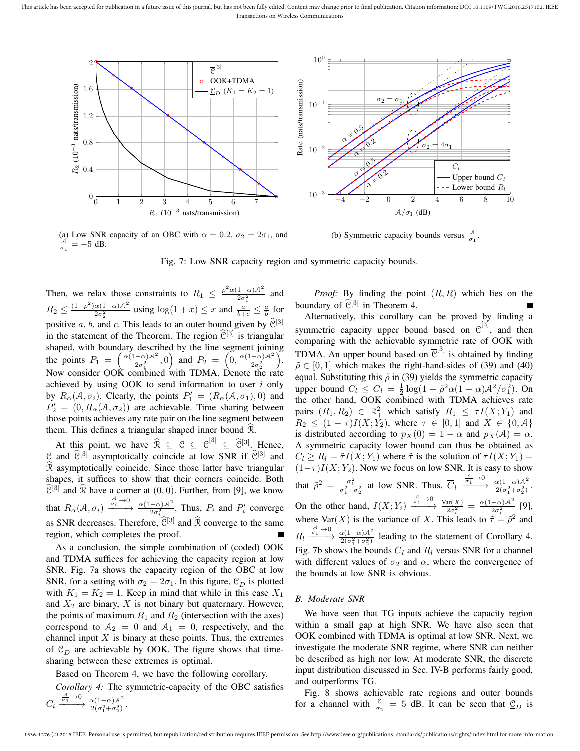$R_2$ ($10^{-3}$ nats/transmission)

$R_1$ ($10^{-3}$ nats/transmission)

$\overline{\mathcal{C}}^{[3]}$

OOK+TDMA

$\underline{\mathcal{C}}_D$ ($K_1 = K_2 = 1$)

(a) Low SNR capacity of an OBC with $\alpha = 0.2$, $\sigma_2 = 2\sigma_1$, and $\frac{\mathcal{A}}{\sigma_1} = -5$ dB.

Rate (nats/transmission)

$\mathcal{A}/\sigma_1$ (dB)

$\sigma_2 = \sigma_1$

$\sigma_2 = 4\sigma_1$

$\alpha = 0.5$

$\alpha = 0.2$

$C_l$

Upper bound $\overline{C}_l$

Lower bound $R_l$

(b) Symmetric capacity bounds versus $\frac{\mathcal{A}}{\sigma_1}$.

Fig. 7: Low SNR capacity region and symmetric capacity bounds.

Then, we relax those constraints to $R_1 \leq \frac{\rho^2\alpha(1-\alpha)\mathcal{A}^2}{2\sigma_1^2}$ and $R_2 \leq \frac{(1-\rho^2)\alpha(1-\alpha)\mathcal{A}^2}{2\sigma_2^2}$ using $\log(1+x) \leq x$ and $\frac{a}{b+c} \leq \frac{a}{b}$ for positive $a$, $b$, and $c$. This leads to an outer bound given by $\widehat{\mathcal{C}}^{[3]}$ in the statement of the Theorem. The region $\widehat{\mathcal{C}}^{[3]}$ is triangular shaped, with boundary described by the line segment joining the points $P_1 = \left(\frac{\alpha(1-\alpha)\mathcal{A}^2}{2\sigma_1^2}, 0\right)$ and $P_2 = \left(0, \frac{\alpha(1-\alpha)\mathcal{A}^2}{2\sigma_2^2}\right)$. Now consider OOK combined with TDMA. Denote the rate achieved by using OOK to send information to user $i$ only by $R_\alpha(\mathcal{A}, \sigma_i)$. Clearly, the points $P_1' = (R_\alpha(\mathcal{A}, \sigma_1), 0)$ and $P_2' = (0, R_\alpha(\mathcal{A}, \sigma_2))$ are achievable. Time sharing between those points achieves any rate pair on the line segment between them. This defines a triangular shaped inner bound $\widehat{\mathcal{R}}$.

At this point, we have $\widehat{\mathcal{R}} \subseteq \mathcal{C} \subseteq \overline{\mathcal{C}}^{[3]} \subseteq \widehat{\mathcal{C}}^{[3]}$. Hence, $\mathcal{C}$ and $\widehat{\mathcal{C}}^{[3]}$ asymptotically coincide at low SNR if $\widehat{\mathcal{C}}^{[3]}$ and $\widehat{\mathcal{R}}$ asymptotically coincide. Since those latter have triangular shapes, it suffices to show that their corners coincide. Both $\widehat{\mathcal{C}}^{[3]}$ and $\widehat{\mathcal{R}}$ have a corner at $(0,0)$. Further, from [9], we know that $R_\alpha(\mathcal{A}, \sigma_i) \xrightarrow{\frac{\mathcal{A}}{\sigma_i}\to 0} \frac{\alpha(1-\alpha)\mathcal{A}^2}{2\sigma_i^2}$. Thus, $P_i$ and $P_i'$ converge as SNR decreases. Therefore, $\widehat{\mathcal{C}}^{[3]}$ and $\widehat{\mathcal{R}}$ converge to the same region, which completes the proof. ∎

As a conclusion, the simple combination of (coded) OOK and TDMA suffices for achieving the capacity region at low SNR. Fig. 7a shows the capacity region of the OBC at low SNR, for a setting with $\sigma_2 = 2\sigma_1$. In this figure, $\underline{\mathcal{C}}_D$ is plotted with $K_1 = K_2 = 1$. Keep in mind that while in this case $X_1$ and $X_2$ are binary, $X$ is not binary but quaternary. However, the points of maximum $R_1$ and $R_2$ (intersection with the axes) correspond to $\mathcal{A}_2 = 0$ and $\mathcal{A}_1 = 0$, respectively, and the channel input $X$ is binary at these points. Thus, the extremes of $\underline{\mathcal{C}}_D$ are achievable by OOK. The figure shows that time-sharing between these extremes is optimal.

Based on Theorem 4, we have the following corollary.

*Corollary 4:* The symmetric-capacity of the OBC satisfies $C_l \xrightarrow{\frac{\mathcal{A}}{\sigma_1}\to 0} \frac{\alpha(1-\alpha)\mathcal{A}^2}{2(\sigma_1^2+\sigma_2^2)}$.

*Proof:* By finding the point $(R, R)$ which lies on the boundary of $\widehat{\mathcal{C}}^{[3]}$ in Theorem 4. ∎

Alternatively, this corollary can be proved by finding a symmetric capacity upper bound based on $\overline{\mathcal{C}}^{[3]}$, and then comparing with the achievable symmetric rate of OOK with TDMA. An upper bound based on $\overline{\mathcal{C}}^{[3]}$ is obtained by finding $\tilde{\rho} \in [0,1]$ which makes the right-hand-sides of (39) and (40) equal. Substituting this $\tilde{\rho}$ in (39) yields the symmetric capacity upper bound $C_l \leq \overline{C}_l = \frac{1}{2}\log(1 + \tilde{\rho}^2\alpha(1-\alpha)\mathcal{A}^2/\sigma_1^2)$. On the other hand, OOK combined with TDMA achieves rate pairs $(R_1, R_2) \in \mathbb{R}_+^2$ which satisfy $R_1 \leq \tau I(X;Y_1)$ and $R_2 \leq (1-\tau)I(X;Y_2)$, where $\tau \in [0,1]$ and $X \in \{0, \mathcal{A}\}$ is distributed according to $p_X(0) = 1-\alpha$ and $p_X(\mathcal{A}) = \alpha$. A symmetric capacity lower bound can thus be obtained as $C_l \geq R_l = \tilde{\tau}I(X;Y_1)$ where $\tilde{\tau}$ is the solution of $\tau I(X;Y_1) = (1-\tau)I(X;Y_2)$. Now we focus on low SNR. It is easy to show that $\tilde{\rho}^2 = \frac{\sigma_1^2}{\sigma_1^2+\sigma_2^2}$ at low SNR. Thus, $\overline{C}_l \xrightarrow{\frac{\mathcal{A}}{\sigma_1}\to 0} \frac{\alpha(1-\alpha)\mathcal{A}^2}{2(\sigma_1^2+\sigma_2^2)}$. On the other hand, $I(X;Y_i) \xrightarrow{\frac{\mathcal{A}}{\sigma_1}\to 0} \frac{\text{Var}(X)}{2\sigma_i^2} = \frac{\alpha(1-\alpha)\mathcal{A}^2}{2\sigma_i^2}$ [9], where $\text{Var}(X)$ is the variance of $X$. This leads to $\tilde{\tau} = \tilde{\rho}^2$ and $R_l \xrightarrow{\frac{\mathcal{A}}{\sigma_1}\to 0} \frac{\alpha(1-\alpha)\mathcal{A}^2}{2(\sigma_1^2+\sigma_2^2)}$ leading to the statement of Corollary 4. Fig. 7b shows the bounds $\overline{C}_l$ and $R_l$ versus SNR for a channel with different values of $\sigma_2$ and $\alpha$, where the convergence of the bounds at low SNR is obvious.

### B. Moderate SNR

We have seen that TG inputs achieve the capacity region within a small gap at high SNR. We have also seen that OOK combined with TDMA is optimal at low SNR. Next, we investigate the moderate SNR regime, where SNR can neither be described as high nor low. At moderate SNR, the discrete input distribution discussed in Sec. IV-B performs fairly good, and outperforms TG.

Fig. 8 shows achievable rate regions and outer bounds for a channel with $\frac{\mathcal{E}}{\sigma_2} = 5$ dB. It can be seen that $\underline{\mathcal{C}}_D$ is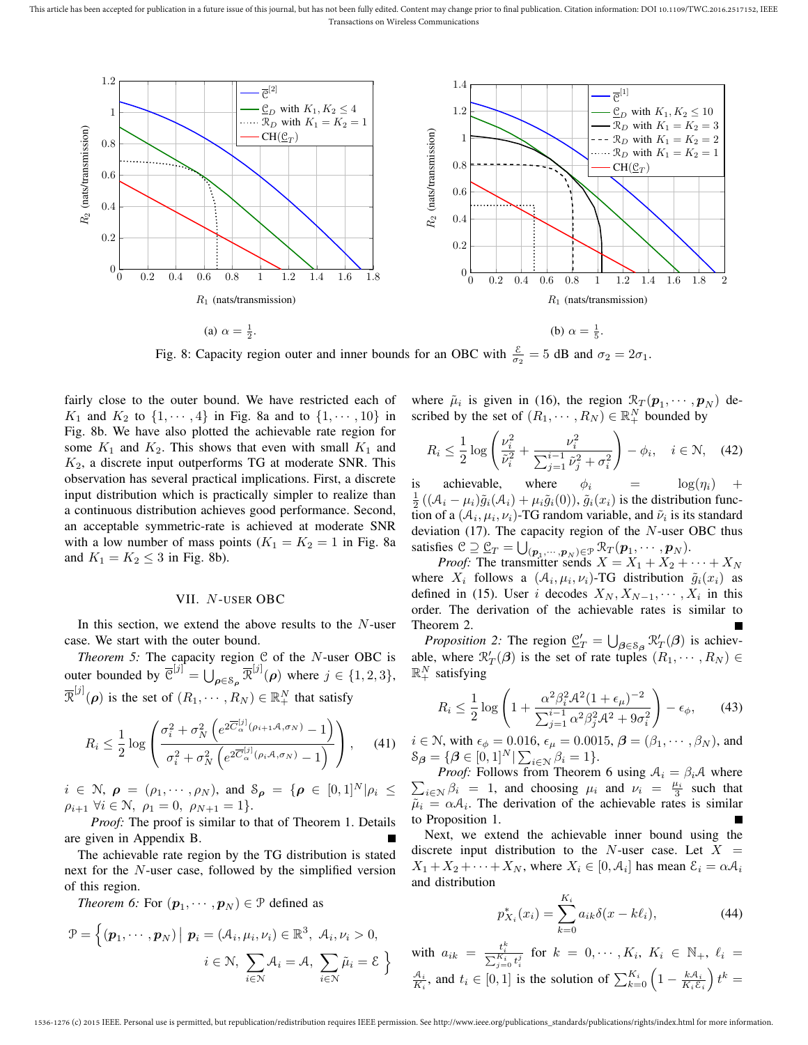R_2 (nats/transmission)

R_1 (nats/transmission)

1.2
1
0.8
0.6
0.4
0.2
0
0 0.2 0.4 0.6 0.8 1 1.2 1.4 1.6 1.8

$\overline{\mathcal{C}}^{[2]}$
$\underline{\mathcal{C}}_D$ with $K_1, K_2 \leq 4$
$\mathcal{R}_D$ with $K_1 = K_2 = 1$
CH($\underline{\mathcal{C}}_T$)

(a) $\alpha = \frac{1}{2}$.

R_2 (nats/transmission)

R_1 (nats/transmission)

1.4
1.2
1
0.8
0.6
0.4
0.2
0
0 0.2 0.4 0.6 0.8 1 1.2 1.4 1.6 1.8 2

$\overline{\mathcal{C}}^{[1]}$
$\underline{\mathcal{C}}_D$ with $K_1, K_2 \leq 10$
$\mathcal{R}_D$ with $K_1 = K_2 = 3$
$\mathcal{R}_D$ with $K_1 = K_2 = 2$
$\mathcal{R}_D$ with $K_1 = K_2 = 1$
CH($\underline{\mathcal{C}}_T$)

(b) $\alpha = \frac{1}{5}$.

Fig. 8: Capacity region outer and inner bounds for an OBC with $\frac{\mathcal{E}}{\sigma_2} = 5$ dB and $\sigma_2 = 2\sigma_1$.

fairly close to the outer bound. We have restricted each of $K_1$ and $K_2$ to $\{1, \cdots, 4\}$ in Fig. 8a and to $\{1, \cdots, 10\}$ in Fig. 8b. We have also plotted the achievable rate region for some $K_1$ and $K_2$. This shows that even with small $K_1$ and $K_2$, a discrete input outperforms TG at moderate SNR. This observation has several practical implications. First, a discrete input distribution which is practically simpler to realize than a continuous distribution achieves good performance. Second, an acceptable symmetric-rate is achieved at moderate SNR with a low number of mass points ($K_1 = K_2 = 1$ in Fig. 8a and $K_1 = K_2 \leq 3$ in Fig. 8b).

## VII. $N$-USER OBC

In this section, we extend the above results to the $N$-user case. We start with the outer bound.

*Theorem 5:* The capacity region $\mathcal{C}$ of the $N$-user OBC is outer bounded by $\overline{\mathcal{C}}^{[j]} = \bigcup_{\boldsymbol{\rho} \in \mathcal{S}_{\boldsymbol{\rho}}} \overline{\mathcal{R}}^{[j]}(\boldsymbol{\rho})$ where $j \in \{1, 2, 3\}$, $\overline{\mathcal{R}}^{[j]}(\boldsymbol{\rho})$ is the set of $(R_1, \cdots, R_N) \in \mathbb{R}_+^N$ that satisfy

$$R_i \leq \frac{1}{2} \log \left( \frac{\sigma_i^2 + \sigma_N^2 \left( e^{2\overline{C}_\alpha^{[j]}(\rho_{i+1}\mathcal{A}, \sigma_N)} - 1 \right)}{\sigma_i^2 + \sigma_N^2 \left( e^{2\overline{C}_\alpha^{[j]}(\rho_i \mathcal{A}, \sigma_N)} - 1 \right)} \right), \quad (41)$$

$i \in \mathcal{N}$, $\boldsymbol{\rho} = (\rho_1, \cdots, \rho_N)$, and $\mathcal{S}_{\boldsymbol{\rho}} = \{\boldsymbol{\rho} \in [0,1]^N | \rho_i \leq \rho_{i+1} \ \forall i \in \mathcal{N}, \ \rho_1 = 0, \ \rho_{N+1} = 1\}$.

*Proof:* The proof is similar to that of Theorem 1. Details are given in Appendix B. ∎

The achievable rate region by the TG distribution is stated next for the $N$-user case, followed by the simplified version of this region.

*Theorem 6:* For $(\boldsymbol{p}_1, \cdots, \boldsymbol{p}_N) \in \mathcal{P}$ defined as

$$\mathcal{P} = \Big\{ (\boldsymbol{p}_1, \cdots, \boldsymbol{p}_N) \,\big|\, \boldsymbol{p}_i = (\mathcal{A}_i, \mu_i, \nu_i) \in \mathbb{R}^3, \ \mathcal{A}_i, \nu_i > 0, \ i \in \mathcal{N}, \ \sum_{i \in \mathcal{N}} \mathcal{A}_i = \mathcal{A}, \ \sum_{i \in \mathcal{N}} \tilde{\mu}_i = \mathcal{E} \Big\}$$

where $\tilde{\mu}_i$ is given in (16), the region $\mathcal{R}_T(\boldsymbol{p}_1, \cdots, \boldsymbol{p}_N)$ described by the set of $(R_1, \cdots, R_N) \in \mathbb{R}_+^N$ bounded by

$$R_i \leq \frac{1}{2} \log \left( \frac{\nu_i^2}{\tilde{\nu}_i^2} + \frac{\nu_i^2}{\sum_{j=1}^{i-1} \tilde{\nu}_j^2 + \sigma_i^2} \right) - \phi_i, \quad i \in \mathcal{N}, \quad (42)$$

is achievable, where $\phi_i = \log(\eta_i) + \frac{1}{2}\left((\mathcal{A}_i - \mu_i)\tilde{g}_i(\mathcal{A}_i) + \mu_i \tilde{g}_i(0)\right)$, $\tilde{g}_i(x_i)$ is the distribution function of a $(\mathcal{A}_i, \mu_i, \nu_i)$-TG random variable, and $\tilde{\nu}_i$ is its standard deviation (17). The capacity region of the $N$-user OBC thus satisfies $\mathcal{C} \supseteq \underline{\mathcal{C}}_T = \bigcup_{(\boldsymbol{p}_1, \cdots, \boldsymbol{p}_N) \in \mathcal{P}} \mathcal{R}_T(\boldsymbol{p}_1, \cdots, \boldsymbol{p}_N)$.

*Proof:* The transmitter sends $X = X_1 + X_2 + \cdots + X_N$ where $X_i$ follows a $(\mathcal{A}_i, \mu_i, \nu_i)$-TG distribution $\tilde{g}_i(x_i)$ as defined in (15). User $i$ decodes $X_N, X_{N-1}, \cdots, X_i$ in this order. The derivation of the achievable rates is similar to Theorem 2. ∎

*Proposition 2:* The region $\underline{\mathcal{C}}_T' = \bigcup_{\boldsymbol{\beta} \in \mathcal{S}_{\boldsymbol{\beta}}} \mathcal{R}_T'(\boldsymbol{\beta})$ is achievable, where $\mathcal{R}_T'(\boldsymbol{\beta})$ is the set of rate tuples $(R_1, \cdots, R_N) \in \mathbb{R}_+^N$ satisfying

$$R_i \leq \frac{1}{2} \log \left( 1 + \frac{\alpha^2 \beta_i^2 \mathcal{A}^2 (1 + \epsilon_\mu)^{-2}}{\sum_{j=1}^{i-1} \alpha^2 \beta_j^2 \mathcal{A}^2 + 9\sigma_i^2} \right) - \epsilon_\phi, \quad (43)$$

$i \in \mathcal{N}$, with $\epsilon_\phi = 0.016$, $\epsilon_\mu = 0.0015$, $\boldsymbol{\beta} = (\beta_1, \cdots, \beta_N)$, and $\mathcal{S}_{\boldsymbol{\beta}} = \{\boldsymbol{\beta} \in [0,1]^N | \sum_{i \in \mathcal{N}} \beta_i = 1\}$.

*Proof:* Follows from Theorem 6 using $\mathcal{A}_i = \beta_i \mathcal{A}$ where $\sum_{i \in \mathcal{N}} \beta_i = 1$, and choosing $\mu_i$ and $\nu_i = \frac{\mu_i}{3}$ such that $\tilde{\mu}_i = \alpha \mathcal{A}_i$. The derivation of the achievable rates is similar to Proposition 1. ∎

Next, we extend the achievable inner bound using the discrete input distribution to the $N$-user case. Let $X = X_1 + X_2 + \cdots + X_N$, where $X_i \in [0, \mathcal{A}_i]$ has mean $\mathcal{E}_i = \alpha \mathcal{A}_i$ and distribution

$$p_{X_i}^*(x_i) = \sum_{k=0}^{K_i} a_{ik} \delta(x - k\ell_i), \quad (44)$$

with $a_{ik} = \frac{t_i^k}{\sum_{j=0}^{K_i} t_i^j}$ for $k = 0, \cdots, K_i$, $K_i \in \mathbb{N}_+$, $\ell_i = \frac{\mathcal{A}_i}{K_i}$, and $t_i \in [0,1]$ is the solution of $\sum_{k=0}^{K_i} \left(1 - \frac{k\mathcal{A}_i}{K_i \mathcal{E}_i}\right) t^k =$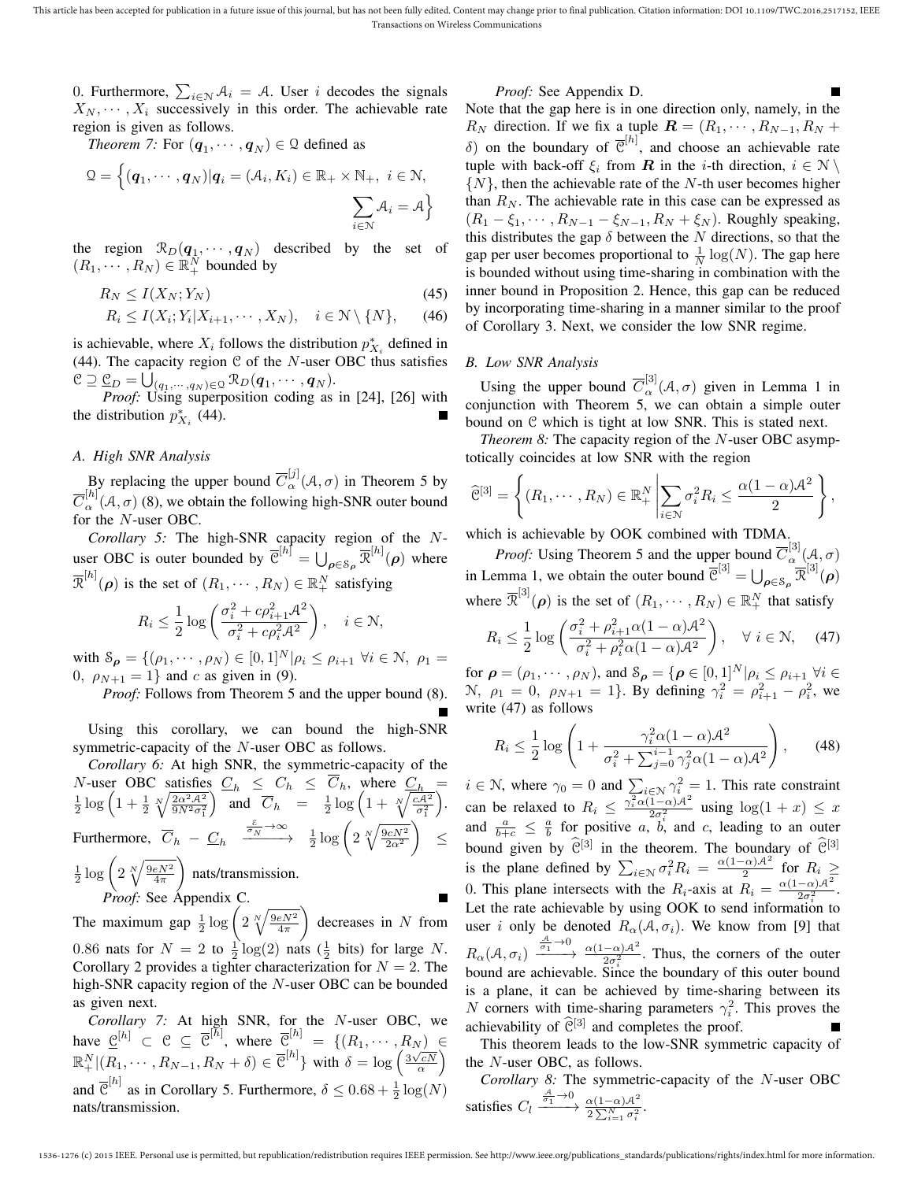0. Furthermore, $\sum_{i\in\mathcal{N}} \mathcal{A}_i = \mathcal{A}$. User $i$ decodes the signals $X_N, \cdots, X_i$ successively in this order. The achievable rate region is given as follows.

*Theorem 7:* For $(\boldsymbol{q}_1, \cdots, \boldsymbol{q}_N) \in \mathcal{Q}$ defined as

$$\mathcal{Q} = \Big\{(\boldsymbol{q}_1, \cdots, \boldsymbol{q}_N) | \boldsymbol{q}_i = (\mathcal{A}_i, K_i) \in \mathbb{R}_+ \times \mathbb{N}_+,\ i \in \mathcal{N}, \sum_{i\in\mathcal{N}} \mathcal{A}_i = \mathcal{A}\Big\}$$

the region $\mathcal{R}_D(\boldsymbol{q}_1, \cdots, \boldsymbol{q}_N)$ described by the set of $(R_1, \cdots, R_N) \in \mathbb{R}_+^N$ bounded by

$$R_N \leq I(X_N; Y_N) \tag{45}$$

$$R_i \leq I(X_i; Y_i | X_{i+1}, \cdots, X_N), \quad i \in \mathcal{N} \setminus \{N\}, \tag{46}$$

is achievable, where $X_i$ follows the distribution $p^*_{X_i}$ defined in (44). The capacity region $\mathcal{C}$ of the $N$-user OBC thus satisfies $\mathcal{C} \supseteq \underline{\mathcal{C}}_D = \bigcup_{(\boldsymbol{q}_1,\cdots,\boldsymbol{q}_N)\in\mathcal{Q}} \mathcal{R}_D(\boldsymbol{q}_1, \cdots, \boldsymbol{q}_N)$.

*Proof:* Using superposition coding as in [24], [26] with the distribution $p^*_{X_i}$ (44). ■

### A. High SNR Analysis

By replacing the upper bound $\overline{C}_\alpha^{[j]}(\mathcal{A}, \sigma)$ in Theorem 5 by $\overline{C}_\alpha^{[h]}(\mathcal{A}, \sigma)$ (8), we obtain the following high-SNR outer bound for the $N$-user OBC.

*Corollary 5:* The high-SNR capacity region of the $N$-user OBC is outer bounded by $\overline{\mathcal{C}}^{[h]} = \bigcup_{\boldsymbol{\rho}\in\mathcal{S}_{\boldsymbol{\rho}}} \overline{\mathcal{R}}^{[h]}(\boldsymbol{\rho})$ where $\overline{\mathcal{R}}^{[h]}(\boldsymbol{\rho})$ is the set of $(R_1, \cdots, R_N) \in \mathbb{R}_+^N$ satisfying

$$R_i \leq \frac{1}{2}\log\left(\frac{\sigma_i^2 + c\rho_{i+1}^2\mathcal{A}^2}{\sigma_i^2 + c\rho_i^2\mathcal{A}^2}\right), \quad i \in \mathcal{N},$$

with $\mathcal{S}_{\boldsymbol{\rho}} = \{(\rho_1, \cdots, \rho_N) \in [0, 1]^N | \rho_i \leq \rho_{i+1}\ \forall i \in \mathcal{N},\ \rho_1 = 0,\ \rho_{N+1} = 1\}$ and $c$ as given in (9).

*Proof:* Follows from Theorem 5 and the upper bound (8). ■

Using this corollary, we can bound the high-SNR symmetric-capacity of the $N$-user OBC as follows.

*Corollary 6:* At high SNR, the symmetric-capacity of the $N$-user OBC satisfies $\underline{C}_h \leq C_h \leq \overline{C}_h$, where $\underline{C}_h = \frac{1}{2}\log\left(1 + \frac{1}{2}\sqrt[N]{\frac{2\alpha^2\mathcal{A}^2}{9N^2\sigma_1^2}}\right)$ and $\overline{C}_h = \frac{1}{2}\log\left(1 + \sqrt[N]{\frac{c\mathcal{A}^2}{\sigma_1^2}}\right)$. Furthermore, $\overline{C}_h - \underline{C}_h \xrightarrow{\frac{\varepsilon}{\sigma_N}\to\infty} \frac{1}{2}\log\left(2\sqrt[N]{\frac{9cN^2}{2\alpha^2}}\right) \leq \frac{1}{2}\log\left(2\sqrt[N]{\frac{9eN^2}{4\pi}}\right)$ nats/transmission.

*Proof:* See Appendix C. ■

The maximum gap $\frac{1}{2}\log\left(2\sqrt[N]{\frac{9eN^2}{4\pi}}\right)$ decreases in $N$ from 0.86 nats for $N = 2$ to $\frac{1}{2}\log(2)$ nats ($\frac{1}{2}$ bits) for large $N$. Corollary 2 provides a tighter characterization for $N = 2$. The high-SNR capacity region of the $N$-user OBC can be bounded as given next.

*Corollary 7:* At high SNR, for the $N$-user OBC, we have $\underline{\mathcal{C}}^{[h]} \subset \mathcal{C} \subseteq \overline{\mathcal{C}}^{[h]}$, where $\underline{\mathcal{C}}^{[h]} = \{(R_1, \cdots, R_N) \in \mathbb{R}_+^N | (R_1, \cdots, R_{N-1}, R_N + \delta) \in \overline{\mathcal{C}}^{[h]}\}$ with $\delta = \log\left(\frac{3\sqrt{cN}}{\alpha}\right)$ and $\overline{\mathcal{C}}^{[h]}$ as in Corollary 5. Furthermore, $\delta \leq 0.68 + \frac{1}{2}\log(N)$ nats/transmission.

*Proof:* See Appendix D. ■

Note that the gap here is in one direction only, namely, in the $R_N$ direction. If we fix a tuple $\boldsymbol{R} = (R_1, \cdots, R_{N-1}, R_N + \delta)$ on the boundary of $\overline{\mathcal{C}}^{[h]}$, and choose an achievable rate tuple with back-off $\xi_i$ from $\boldsymbol{R}$ in the $i$-th direction, $i \in \mathcal{N} \setminus \{N\}$, then the achievable rate of the $N$-th user becomes higher than $R_N$. The achievable rate in this case can be expressed as $(R_1 - \xi_1, \cdots, R_{N-1} - \xi_{N-1}, R_N + \xi_N)$. Roughly speaking, this distributes the gap $\delta$ between the $N$ directions, so that the gap per user becomes proportional to $\frac{1}{N}\log(N)$. The gap here is bounded without using time-sharing in combination with the inner bound in Proposition 2. Hence, this gap can be reduced by incorporating time-sharing in a manner similar to the proof of Corollary 3. Next, we consider the low SNR regime.

### B. Low SNR Analysis

Using the upper bound $\overline{C}_\alpha^{[3]}(\mathcal{A}, \sigma)$ given in Lemma 1 in conjunction with Theorem 5, we can obtain a simple outer bound on $\mathcal{C}$ which is tight at low SNR. This is stated next.

*Theorem 8:* The capacity region of the $N$-user OBC asymptotically coincides at low SNR with the region

$$\widehat{\mathcal{C}}^{[3]} = \left\{(R_1, \cdots, R_N) \in \mathbb{R}_+^N \,\middle|\, \sum_{i\in\mathcal{N}} \sigma_i^2 R_i \leq \frac{\alpha(1-\alpha)\mathcal{A}^2}{2}\right\},$$

which is achievable by OOK combined with TDMA.

*Proof:* Using Theorem 5 and the upper bound $\overline{C}_\alpha^{[3]}(\mathcal{A}, \sigma)$ in Lemma 1, we obtain the outer bound $\overline{\mathcal{C}}^{[3]} = \bigcup_{\boldsymbol{\rho}\in\mathcal{S}_{\boldsymbol{\rho}}} \overline{\mathcal{R}}^{[3]}(\boldsymbol{\rho})$ where $\overline{\mathcal{R}}^{[3]}(\boldsymbol{\rho})$ is the set of $(R_1, \cdots, R_N) \in \mathbb{R}_+^N$ that satisfy

$$R_i \leq \frac{1}{2}\log\left(\frac{\sigma_i^2 + \rho_{i+1}^2\alpha(1-\alpha)\mathcal{A}^2}{\sigma_i^2 + \rho_i^2\alpha(1-\alpha)\mathcal{A}^2}\right), \quad \forall\ i \in \mathcal{N}, \tag{47}$$

for $\boldsymbol{\rho} = (\rho_1, \cdots, \rho_N)$, and $\mathcal{S}_{\boldsymbol{\rho}} = \{\boldsymbol{\rho} \in [0, 1]^N | \rho_i \leq \rho_{i+1}\ \forall i \in \mathcal{N},\ \rho_1 = 0,\ \rho_{N+1} = 1\}$. By defining $\gamma_i^2 = \rho_{i+1}^2 - \rho_i^2$, we write (47) as follows

$$R_i \leq \frac{1}{2}\log\left(1 + \frac{\gamma_i^2\alpha(1-\alpha)\mathcal{A}^2}{\sigma_i^2 + \sum_{j=0}^{i-1}\gamma_j^2\alpha(1-\alpha)\mathcal{A}^2}\right), \tag{48}$$

$i \in \mathcal{N}$, where $\gamma_0 = 0$ and $\sum_{i\in\mathcal{N}} \gamma_i^2 = 1$. This rate constraint can be relaxed to $R_i \leq \frac{\gamma_i^2\alpha(1-\alpha)\mathcal{A}^2}{2\sigma_i^2}$ using $\log(1 + x) \leq x$ and $\frac{a}{b+c} \leq \frac{a}{b}$ for positive $a$, $b$, and $c$, leading to an outer bound given by $\widehat{\mathcal{C}}^{[3]}$ in the theorem. The boundary of $\widehat{\mathcal{C}}^{[3]}$ is the plane defined by $\sum_{i\in\mathcal{N}} \sigma_i^2 R_i = \frac{\alpha(1-\alpha)\mathcal{A}^2}{2}$ for $R_i \geq 0$. This plane intersects with the $R_i$-axis at $R_i = \frac{\alpha(1-\alpha)\mathcal{A}^2}{2\sigma_i^2}$. Let the rate achievable by using OOK to send information to user $i$ only be denoted $R_\alpha(\mathcal{A}, \sigma_i)$. We know from [9] that $R_\alpha(\mathcal{A}, \sigma_i) \xrightarrow{\frac{\mathcal{A}}{\sigma_i}\to 0} \frac{\alpha(1-\alpha)\mathcal{A}^2}{2\sigma_i^2}$. Thus, the corners of the outer bound are achievable. Since the boundary of this outer bound is a plane, it can be achieved by time-sharing between its $N$ corners with time-sharing parameters $\gamma_i^2$. This proves the achievability of $\widehat{\mathcal{C}}^{[3]}$ and completes the proof. ■

This theorem leads to the low-SNR symmetric capacity of the $N$-user OBC, as follows.

*Corollary 8:* The symmetric-capacity of the $N$-user OBC satisfies $C_l \xrightarrow{\frac{\mathcal{A}}{\sigma_1}\to 0} \frac{\alpha(1-\alpha)\mathcal{A}^2}{2\sum_{i=1}^N \sigma_i^2}$.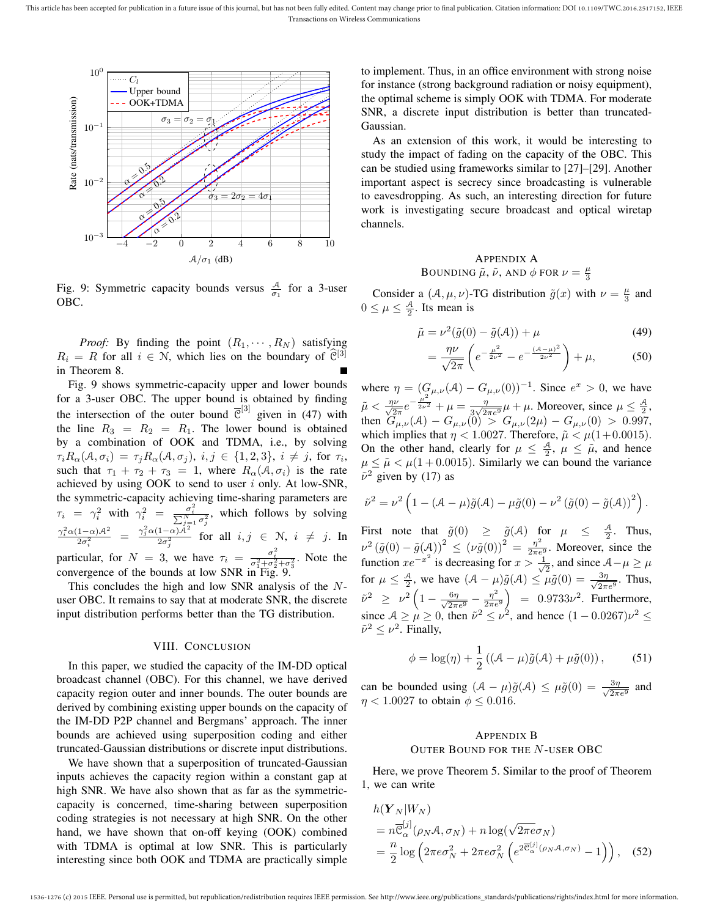$10^0$
$C_l$
Upper bound
OOK+TDMA
$\sigma_3 = \sigma_2 = \sigma_1$
$10^{-1}$
Rate (nats/transmission)
$\alpha = 0.5$
$\alpha = 0.2$
$10^{-2}$
$\alpha = 0.5$
$\sigma_3 = 2\sigma_2 = 4\sigma_1$
$\alpha = 0.2$
$10^{-3}$
−4 −2 0 2 4 6 8 10
$\mathcal{A}/\sigma_1$ (dB)

Fig. 9: Symmetric capacity bounds versus $\frac{\mathcal{A}}{\sigma_1}$ for a 3-user OBC.

*Proof:* By finding the point $(R_1, \cdots, R_N)$ satisfying $R_i = R$ for all $i \in \mathcal{N}$, which lies on the boundary of $\overline{\mathcal{C}}^{[3]}$ in Theorem 8. ∎

Fig. 9 shows symmetric-capacity upper and lower bounds for a 3-user OBC. The upper bound is obtained by finding the intersection of the outer bound $\overline{\mathcal{C}}^{[3]}$ given in (47) with the line $R_3 = R_2 = R_1$. The lower bound is obtained by a combination of OOK and TDMA, i.e., by solving $\tau_i R_\alpha(\mathcal{A}, \sigma_i) = \tau_j R_\alpha(\mathcal{A}, \sigma_j)$, $i, j \in \{1, 2, 3\}$, $i \neq j$, for $\tau_i$, such that $\tau_1 + \tau_2 + \tau_3 = 1$, where $R_\alpha(\mathcal{A}, \sigma_i)$ is the rate achieved by using OOK to send to user $i$ only. At low-SNR, the symmetric-capacity achieving time-sharing parameters are $\tau_i = \gamma_i^2$ with $\gamma_i^2 = \frac{\sigma_i^2}{\sum_{j=1}^N \sigma_j^2}$, which follows by solving $\frac{\gamma_i^2 \alpha(1-\alpha)\mathcal{A}^2}{2\sigma_i^2} = \frac{\gamma_j^2 \alpha(1-\alpha)\mathcal{A}^2}{2\sigma_j^2}$ for all $i, j \in \mathcal{N}$, $i \neq j$. In particular, for $N = 3$, we have $\tau_i = \frac{\sigma_i^2}{\sigma_1^2 + \sigma_2^2 + \sigma_3^2}$. Note the convergence of the bounds at low SNR in Fig. 9.

This concludes the high and low SNR analysis of the $N$-user OBC. It remains to say that at moderate SNR, the discrete input distribution performs better than the TG distribution.

## VIII. Conclusion

In this paper, we studied the capacity of the IM-DD optical broadcast channel (OBC). For this channel, we have derived capacity region outer and inner bounds. The outer bounds are derived by combining existing upper bounds on the capacity of the IM-DD P2P channel and Bergmans' approach. The inner bounds are achieved using superposition coding and either truncated-Gaussian distributions or discrete input distributions.

We have shown that a superposition of truncated-Gaussian inputs achieves the capacity region within a constant gap at high SNR. We have also shown that as far as the symmetric-capacity is concerned, time-sharing between superposition coding strategies is not necessary at high SNR. On the other hand, we have shown that on-off keying (OOK) combined with TDMA is optimal at low SNR. This is particularly interesting since both OOK and TDMA are practically simple to implement. Thus, in an office environment with strong noise for instance (strong background radiation or noisy equipment), the optimal scheme is simply OOK with TDMA. For moderate SNR, a discrete input distribution is better than truncated-Gaussian.

As an extension of this work, it would be interesting to study the impact of fading on the capacity of the OBC. This can be studied using frameworks similar to [27]–[29]. Another important aspect is secrecy since broadcasting is vulnerable to eavesdropping. As such, an interesting direction for future work is investigating secure broadcast and optical wiretap channels.

## Appendix A
## Bounding $\tilde{\mu}$, $\tilde{\nu}$, and $\phi$ for $\nu = \frac{\mu}{3}$

Consider a $(\mathcal{A}, \mu, \nu)$-TG distribution $\tilde{g}(x)$ with $\nu = \frac{\mu}{3}$ and $0 \leq \mu \leq \frac{\mathcal{A}}{2}$. Its mean is

$$\tilde{\mu} = \nu^2(\tilde{g}(0) - \tilde{g}(\mathcal{A})) + \mu \tag{49}$$

$$= \frac{\eta\nu}{\sqrt{2\pi}}\left(e^{-\frac{\mu^2}{2\nu^2}} - e^{-\frac{(\mathcal{A}-\mu)^2}{2\nu^2}}\right) + \mu, \tag{50}$$

where $\eta = (G_{\mu,\nu}(\mathcal{A}) - G_{\mu,\nu}(0))^{-1}$. Since $e^x > 0$, we have $\tilde{\mu} < \frac{\eta\nu}{\sqrt{2\pi}}e^{-\frac{\mu^2}{2\nu^2}} + \mu = \frac{\eta}{3\sqrt{2\pi e^9}}\mu + \mu$. Moreover, since $\mu \leq \frac{\mathcal{A}}{2}$, then $G_{\mu,\nu}(\mathcal{A}) - G_{\mu,\nu}(0) > G_{\mu,\nu}(2\mu) - G_{\mu,\nu}(0) > 0.997$, which implies that $\eta < 1.0027$. Therefore, $\tilde{\mu} < \mu(1+0.0015)$. On the other hand, clearly for $\mu \leq \frac{\mathcal{A}}{2}$, $\mu \leq \tilde{\mu}$, and hence $\mu \leq \tilde{\mu} < \mu(1+0.0015)$. Similarly we can bound the variance $\tilde{\nu}^2$ given by (17) as

$$\tilde{\nu}^2 = \nu^2\left(1 - (\mathcal{A}-\mu)\tilde{g}(\mathcal{A}) - \mu\tilde{g}(0) - \nu^2\left(\tilde{g}(0) - \tilde{g}(\mathcal{A})\right)^2\right).$$

First note that $\tilde{g}(0) \geq \tilde{g}(\mathcal{A})$ for $\mu \leq \frac{\mathcal{A}}{2}$. Thus, $\nu^2\left(\tilde{g}(0) - \tilde{g}(\mathcal{A})\right)^2 \leq (\nu\tilde{g}(0))^2 = \frac{\eta^2}{2\pi e^9}$. Moreover, since the function $xe^{-x^2}$ is decreasing for $x > \frac{1}{\sqrt{2}}$, and since $\mathcal{A} - \mu \geq \mu$ for $\mu \leq \frac{\mathcal{A}}{2}$, we have $(\mathcal{A}-\mu)\tilde{g}(\mathcal{A}) \leq \mu\tilde{g}(0) = \frac{3\eta}{\sqrt{2\pi e^9}}$. Thus, $\tilde{\nu}^2 \geq \nu^2\left(1 - \frac{6\eta}{\sqrt{2\pi e^9}} - \frac{\eta^2}{2\pi e^9}\right) = 0.9733\nu^2$. Furthermore, since $\mathcal{A} \geq \mu \geq 0$, then $\tilde{\nu}^2 \leq \nu^2$, and hence $(1-0.0267)\nu^2 \leq \tilde{\nu}^2 \leq \nu^2$. Finally,

$$\phi = \log(\eta) + \frac{1}{2}\left((\mathcal{A}-\mu)\tilde{g}(\mathcal{A}) + \mu\tilde{g}(0)\right), \tag{51}$$

can be bounded using $(\mathcal{A}-\mu)\tilde{g}(\mathcal{A}) \leq \mu\tilde{g}(0) = \frac{3\eta}{\sqrt{2\pi e^9}}$ and $\eta < 1.0027$ to obtain $\phi \leq 0.016$.

## Appendix B
## Outer Bound for the $N$-user OBC

Here, we prove Theorem 5. Similar to the proof of Theorem 1, we can write

$$h(\boldsymbol{Y}_N|W_N)$$
$$= n\overline{\mathcal{C}}_\alpha^{[j]}(\rho_N\mathcal{A}, \sigma_N) + n\log(\sqrt{2\pi e}\sigma_N)$$
$$= \frac{n}{2}\log\left(2\pi e\sigma_N^2 + 2\pi e\sigma_N^2\left(e^{2\overline{\mathcal{C}}_\alpha^{[j]}(\rho_N\mathcal{A}, \sigma_N)} - 1\right)\right), \tag{52}$$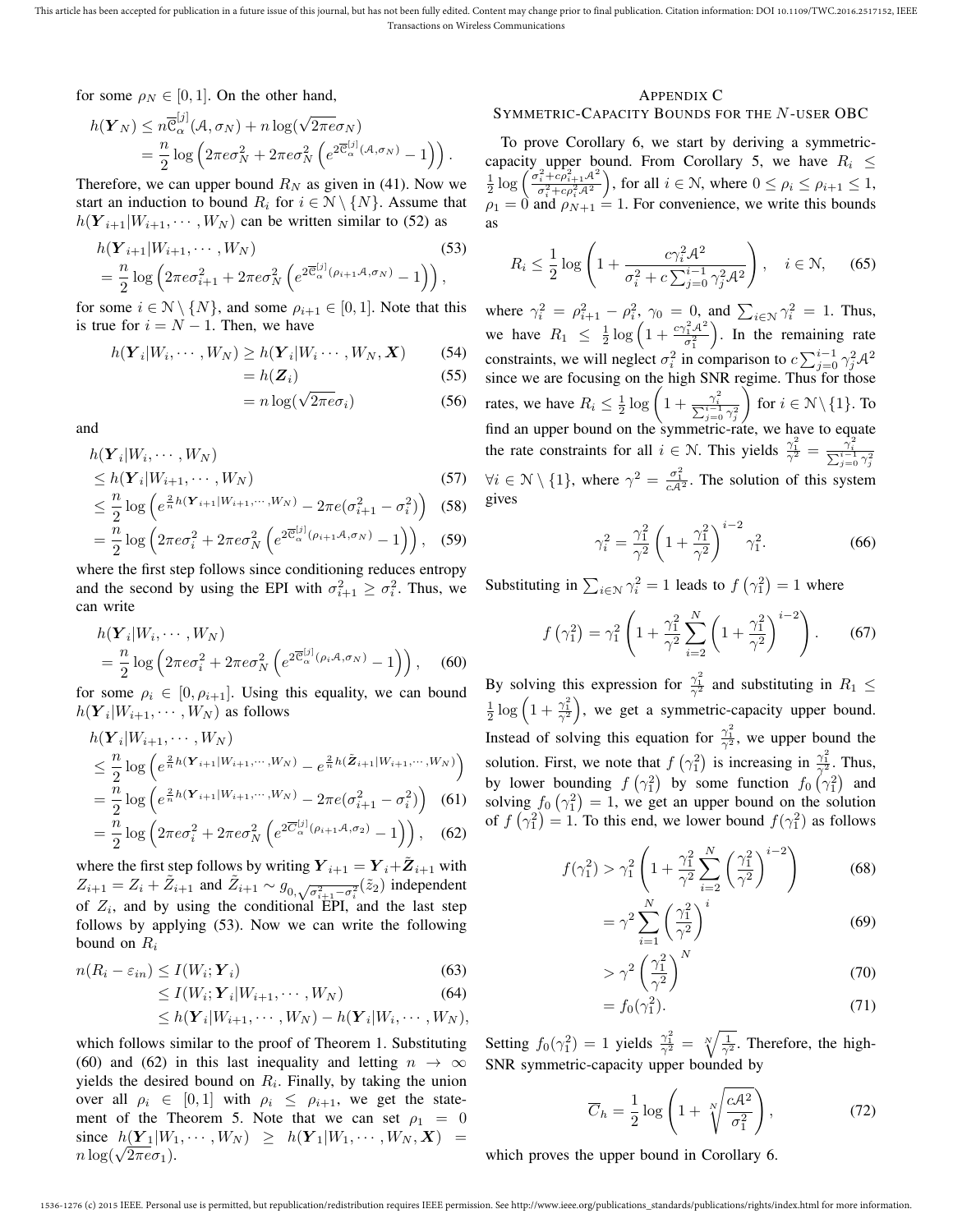for some $\rho_N \in [0,1]$. On the other hand,

$$h(\boldsymbol{Y}_N) \leq n\overline{\mathcal{C}}_\alpha^{[j]}(\mathcal{A},\sigma_N) + n\log(\sqrt{2\pi e}\sigma_N)$$
$$= \frac{n}{2}\log\left(2\pi e\sigma_N^2 + 2\pi e\sigma_N^2\left(e^{2\overline{\mathcal{C}}_\alpha^{[j]}(\mathcal{A},\sigma_N)} - 1\right)\right).$$

Therefore, we can upper bound $R_N$ as given in (41). Now we start an induction to bound $R_i$ for $i \in \mathcal{N}\setminus\{N\}$. Assume that $h(\boldsymbol{Y}_{i+1}|W_{i+1},\cdots,W_N)$ can be written similar to (52) as

$$h(\boldsymbol{Y}_{i+1}|W_{i+1},\cdots,W_N) \tag{53}$$
$$= \frac{n}{2}\log\left(2\pi e\sigma_{i+1}^2 + 2\pi e\sigma_N^2\left(e^{2\overline{\mathcal{C}}_\alpha^{[j]}(\rho_{i+1}\mathcal{A},\sigma_N)} - 1\right)\right),$$

for some $i \in \mathcal{N}\setminus\{N\}$, and some $\rho_{i+1} \in [0,1]$. Note that this is true for $i = N-1$. Then, we have

$$h(\boldsymbol{Y}_i|W_i,\cdots,W_N) \geq h(\boldsymbol{Y}_i|W_i\cdots,W_N,\boldsymbol{X}) \tag{54}$$
$$= h(\boldsymbol{Z}_i) \tag{55}$$
$$= n\log(\sqrt{2\pi e}\sigma_i) \tag{56}$$

and

$$h(\boldsymbol{Y}_i|W_i,\cdots,W_N)$$
$$\leq h(\boldsymbol{Y}_i|W_{i+1},\cdots,W_N) \tag{57}$$
$$\leq \frac{n}{2}\log\left(e^{\frac{2}{n}h(\boldsymbol{Y}_{i+1}|W_{i+1},\cdots,W_N)} - 2\pi e(\sigma_{i+1}^2 - \sigma_i^2)\right) \tag{58}$$
$$= \frac{n}{2}\log\left(2\pi e\sigma_i^2 + 2\pi e\sigma_N^2\left(e^{2\overline{\mathcal{C}}_\alpha^{[j]}(\rho_{i+1}\mathcal{A},\sigma_N)} - 1\right)\right), \tag{59}$$

where the first step follows since conditioning reduces entropy and the second by using the EPI with $\sigma_{i+1}^2 \geq \sigma_i^2$. Thus, we can write

$$h(\boldsymbol{Y}_i|W_i,\cdots,W_N)$$
$$= \frac{n}{2}\log\left(2\pi e\sigma_i^2 + 2\pi e\sigma_N^2\left(e^{2\overline{\mathcal{C}}_\alpha^{[j]}(\rho_i\mathcal{A},\sigma_N)} - 1\right)\right), \tag{60}$$

for some $\rho_i \in [0,\rho_{i+1}]$. Using this equality, we can bound $h(\boldsymbol{Y}_i|W_{i+1},\cdots,W_N)$ as follows

$$h(\boldsymbol{Y}_i|W_{i+1},\cdots,W_N)$$
$$\leq \frac{n}{2}\log\left(e^{\frac{2}{n}h(\boldsymbol{Y}_{i+1}|W_{i+1},\cdots,W_N)} - e^{\frac{2}{n}h(\tilde{\boldsymbol{Z}}_{i+1}|W_{i+1},\cdots,W_N)}\right)$$
$$= \frac{n}{2}\log\left(e^{\frac{2}{n}h(\boldsymbol{Y}_{i+1}|W_{i+1},\cdots,W_N)} - 2\pi e(\sigma_{i+1}^2 - \sigma_i^2)\right) \tag{61}$$
$$= \frac{n}{2}\log\left(2\pi e\sigma_i^2 + 2\pi e\sigma_N^2\left(e^{2\overline{\mathcal{C}}_\alpha^{[j]}(\rho_{i+1}\mathcal{A},\sigma_2)} - 1\right)\right), \tag{62}$$

where the first step follows by writing $\boldsymbol{Y}_{i+1} = \boldsymbol{Y}_i + \tilde{\boldsymbol{Z}}_{i+1}$ with $Z_{i+1} = Z_i + \tilde{Z}_{i+1}$ and $\tilde{Z}_{i+1} \sim g_{0,\sqrt{\sigma_{i+1}^2-\sigma_i^2}}(\tilde{z}_2)$ independent of $Z_i$, and by using the conditional EPI, and the last step follows by applying (53). Now we can write the following bound on $R_i$

$$n(R_i - \varepsilon_{in}) \leq I(W_i;\boldsymbol{Y}_i) \tag{63}$$
$$\leq I(W_i;\boldsymbol{Y}_i|W_{i+1},\cdots,W_N) \tag{64}$$
$$\leq h(\boldsymbol{Y}_i|W_{i+1},\cdots,W_N) - h(\boldsymbol{Y}_i|W_i,\cdots,W_N),$$

which follows similar to the proof of Theorem 1. Substituting (60) and (62) in this last inequality and letting $n \to \infty$ yields the desired bound on $R_i$. Finally, by taking the union over all $\rho_i \in [0,1]$ with $\rho_i \leq \rho_{i+1}$, we get the statement of the Theorem 5. Note that we can set $\rho_1 = 0$ since $h(\boldsymbol{Y}_1|W_1,\cdots,W_N) \geq h(\boldsymbol{Y}_1|W_1,\cdots,W_N,\boldsymbol{X}) = n\log(\sqrt{2\pi e}\sigma_1)$.

## Appendix C
## Symmetric-Capacity Bounds for the $N$-user OBC

To prove Corollary 6, we start by deriving a symmetric-capacity upper bound. From Corollary 5, we have $R_i \leq \frac{1}{2}\log\left(\frac{\sigma_i^2 + c\rho_{i+1}^2\mathcal{A}^2}{\sigma_i^2 + c\rho_i^2\mathcal{A}^2}\right)$, for all $i \in \mathcal{N}$, where $0 \leq \rho_i \leq \rho_{i+1} \leq 1$, $\rho_1 = 0$ and $\rho_{N+1} = 1$. For convenience, we write this bounds as

$$R_i \leq \frac{1}{2}\log\left(1 + \frac{c\gamma_i^2\mathcal{A}^2}{\sigma_i^2 + c\sum_{j=0}^{i-1}\gamma_j^2\mathcal{A}^2}\right), \quad i \in \mathcal{N}, \tag{65}$$

where $\gamma_i^2 = \rho_{i+1}^2 - \rho_i^2$, $\gamma_0 = 0$, and $\sum_{i\in\mathcal{N}}\gamma_i^2 = 1$. Thus, we have $R_1 \leq \frac{1}{2}\log\left(1 + \frac{c\gamma_1^2\mathcal{A}^2}{\sigma_1^2}\right)$. In the remaining rate constraints, we will neglect $\sigma_i^2$ in comparison to $c\sum_{j=0}^{i-1}\gamma_j^2\mathcal{A}^2$ since we are focusing on the high SNR regime. Thus for those rates, we have $R_i \leq \frac{1}{2}\log\left(1 + \frac{\gamma_i^2}{\sum_{j=0}^{i-1}\gamma_j^2}\right)$ for $i \in \mathcal{N}\setminus\{1\}$. To find an upper bound on the symmetric-rate, we have to equate the rate constraints for all $i \in \mathcal{N}$. This yields $\frac{\gamma_1^2}{\gamma^2} = \frac{\gamma_i^2}{\sum_{j=0}^{i-1}\gamma_j^2}$ $\forall i \in \mathcal{N}\setminus\{1\}$, where $\gamma^2 = \frac{\sigma_1^2}{c\mathcal{A}^2}$. The solution of this system gives

$$\gamma_i^2 = \frac{\gamma_1^2}{\gamma^2}\left(1 + \frac{\gamma_1^2}{\gamma^2}\right)^{i-2}\gamma_1^2. \tag{66}$$

Substituting in $\sum_{i\in\mathcal{N}}\gamma_i^2 = 1$ leads to $f\left(\gamma_1^2\right) = 1$ where

$$f\left(\gamma_1^2\right) = \gamma_1^2\left(1 + \frac{\gamma_1^2}{\gamma^2}\sum_{i=2}^{N}\left(1 + \frac{\gamma_1^2}{\gamma^2}\right)^{i-2}\right). \tag{67}$$

By solving this expression for $\frac{\gamma_1^2}{\gamma^2}$ and substituting in $R_1 \leq \frac{1}{2}\log\left(1 + \frac{\gamma_1^2}{\gamma^2}\right)$, we get a symmetric-capacity upper bound. Instead of solving this equation for $\frac{\gamma_1^2}{\gamma^2}$, we upper bound the solution. First, we note that $f\left(\gamma_1^2\right)$ is increasing in $\frac{\gamma_1^2}{\gamma^2}$. Thus, by lower bounding $f\left(\gamma_1^2\right)$ by some function $f_0\left(\gamma_1^2\right)$ and solving $f_0\left(\gamma_1^2\right) = 1$, we get an upper bound on the solution of $f\left(\gamma_1^2\right) = 1$. To this end, we lower bound $f(\gamma_1^2)$ as follows

$$f(\gamma_1^2) > \gamma_1^2\left(1 + \frac{\gamma_1^2}{\gamma^2}\sum_{i=2}^{N}\left(\frac{\gamma_1^2}{\gamma^2}\right)^{i-2}\right) \tag{68}$$
$$= \gamma^2\sum_{i=1}^{N}\left(\frac{\gamma_1^2}{\gamma^2}\right)^i \tag{69}$$
$$> \gamma^2\left(\frac{\gamma_1^2}{\gamma^2}\right)^N \tag{70}$$
$$= f_0(\gamma_1^2). \tag{71}$$

Setting $f_0(\gamma_1^2) = 1$ yields $\frac{\gamma_1^2}{\gamma^2} = \sqrt[N]{\frac{1}{\gamma^2}}$. Therefore, the high-SNR symmetric-capacity upper bounded by

$$\overline{C}_h = \frac{1}{2}\log\left(1 + \sqrt[N]{\frac{c\mathcal{A}^2}{\sigma_1^2}}\right), \tag{72}$$

which proves the upper bound in Corollary 6.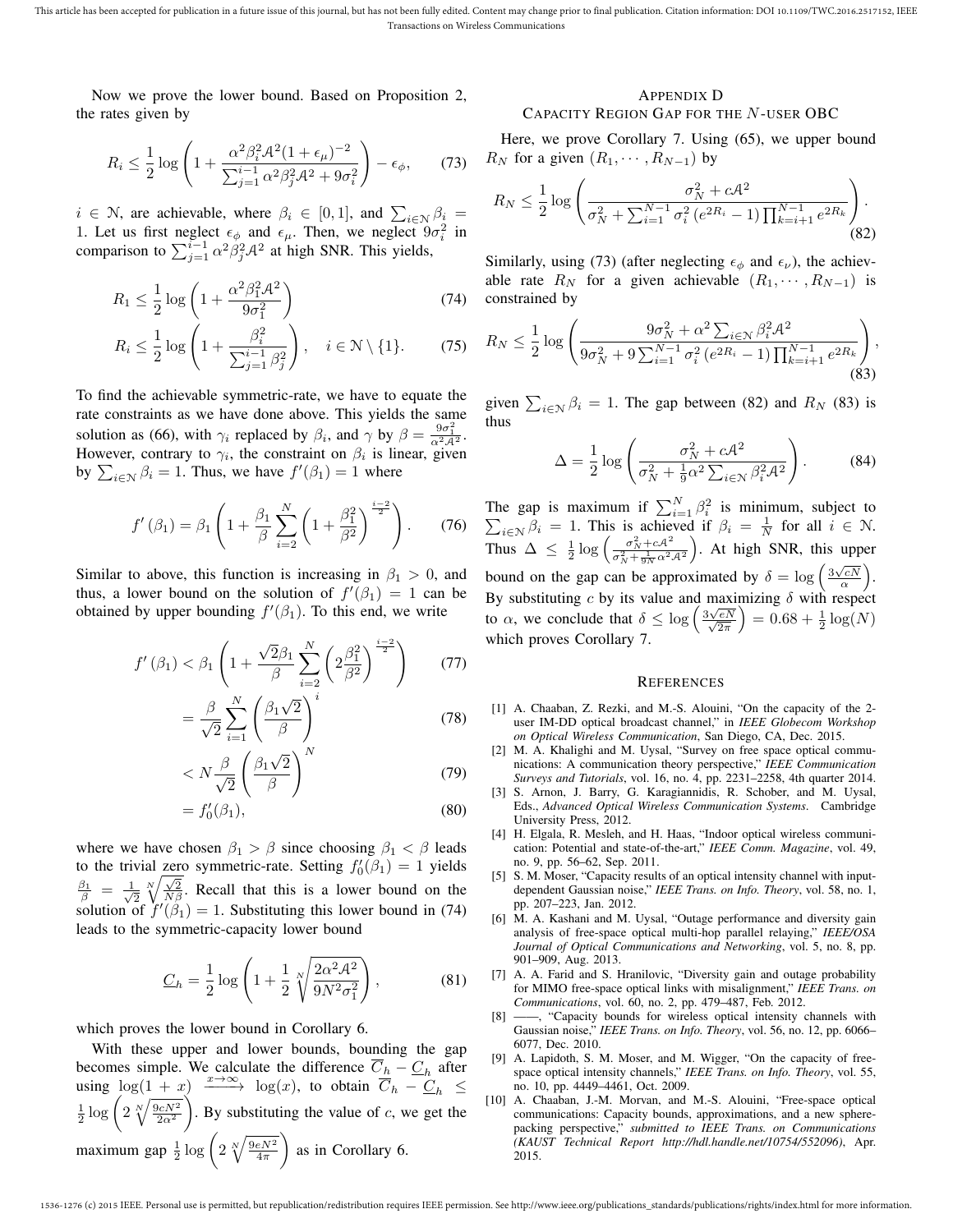Now we prove the lower bound. Based on Proposition 2, the rates given by

$$R_i \leq \frac{1}{2} \log \left( 1 + \frac{\alpha^2 \beta_i^2 \mathcal{A}^2 (1+\epsilon_\mu)^{-2}}{\sum_{j=1}^{i-1} \alpha^2 \beta_j^2 \mathcal{A}^2 + 9\sigma_i^2} \right) - \epsilon_\phi, \qquad (73)$$

$i \in \mathcal{N}$, are achievable, where $\beta_i \in [0,1]$, and $\sum_{i\in\mathcal{N}} \beta_i = 1$. Let us first neglect $\epsilon_\phi$ and $\epsilon_\mu$. Then, we neglect $9\sigma_i^2$ in comparison to $\sum_{j=1}^{i-1} \alpha^2 \beta_j^2 \mathcal{A}^2$ at high SNR. This yields,

$$R_1 \leq \frac{1}{2} \log \left( 1 + \frac{\alpha^2 \beta_1^2 \mathcal{A}^2}{9\sigma_1^2} \right) \qquad (74)$$

$$R_i \leq \frac{1}{2} \log \left( 1 + \frac{\beta_i^2}{\sum_{j=1}^{i-1} \beta_j^2} \right), \quad i \in \mathcal{N} \setminus \{1\}. \qquad (75)$$

To find the achievable symmetric-rate, we have to equate the rate constraints as we have done above. This yields the same solution as (66), with $\gamma_i$ replaced by $\beta_i$, and $\gamma$ by $\beta = \frac{9\sigma_1^2}{\alpha^2 \mathcal{A}^2}$. However, contrary to $\gamma_i$, the constraint on $\beta_i$ is linear, given by $\sum_{i\in\mathcal{N}} \beta_i = 1$. Thus, we have $f'(\beta_1) = 1$ where

$$f'(\beta_1) = \beta_1 \left( 1 + \frac{\beta_1}{\beta} \sum_{i=2}^{N} \left( 1 + \frac{\beta_1^2}{\beta^2} \right)^{\frac{i-2}{2}} \right). \qquad (76)$$

Similar to above, this function is increasing in $\beta_1 > 0$, and thus, a lower bound on the solution of $f'(\beta_1) = 1$ can be obtained by upper bounding $f'(\beta_1)$. To this end, we write

$$f'(\beta_1) < \beta_1 \left( 1 + \frac{\sqrt{2}\beta_1}{\beta} \sum_{i=2}^{N} \left( 2\frac{\beta_1^2}{\beta^2} \right)^{\frac{i-2}{2}} \right) \qquad (77)$$

$$= \frac{\beta}{\sqrt{2}} \sum_{i=1}^{N} \left( \frac{\beta_1 \sqrt{2}}{\beta} \right)^{i} \qquad (78)$$

$$< N \frac{\beta}{\sqrt{2}} \left( \frac{\beta_1 \sqrt{2}}{\beta} \right)^{N} \qquad (79)$$

$$= f_0'(\beta_1), \qquad (80)$$

where we have chosen $\beta_1 > \beta$ since choosing $\beta_1 < \beta$ leads to the trivial zero symmetric-rate. Setting $f_0'(\beta_1) = 1$ yields $\frac{\beta_1}{\beta} = \frac{1}{\sqrt{2}} \sqrt[N]{\frac{\sqrt{2}}{N\beta}}$. Recall that this is a lower bound on the solution of $f'(\beta_1) = 1$. Substituting this lower bound in (74) leads to the symmetric-capacity lower bound

$$\underline{C}_h = \frac{1}{2} \log \left( 1 + \frac{1}{2} \sqrt[N]{\frac{2\alpha^2 \mathcal{A}^2}{9N^2 \sigma_1^2}} \right), \qquad (81)$$

which proves the lower bound in Corollary 6.

With these upper and lower bounds, bounding the gap becomes simple. We calculate the difference $\overline{C}_h - \underline{C}_h$ after using $\log(1+x) \xrightarrow{x\to\infty} \log(x)$, to obtain $\overline{C}_h - \underline{C}_h \leq \frac{1}{2} \log \left( 2 \sqrt[N]{\frac{9cN^2}{2\alpha^2}} \right)$. By substituting the value of $c$, we get the maximum gap $\frac{1}{2} \log \left( 2 \sqrt[N]{\frac{9eN^2}{4\pi}} \right)$ as in Corollary 6.

## Appendix D
## Capacity Region Gap for the $N$-user OBC

Here, we prove Corollary 7. Using (65), we upper bound $R_N$ for a given $(R_1, \cdots, R_{N-1})$ by

$$R_N \leq \frac{1}{2} \log \left( \frac{\sigma_N^2 + c\mathcal{A}^2}{\sigma_N^2 + \sum_{i=1}^{N-1} \sigma_i^2 \left( e^{2R_i} - 1 \right) \prod_{k=i+1}^{N-1} e^{2R_k}} \right). \qquad (82)$$

Similarly, using (73) (after neglecting $\epsilon_\phi$ and $\epsilon_\nu$), the achievable rate $R_N$ for a given achievable $(R_1, \cdots, R_{N-1})$ is constrained by

$$R_N \leq \frac{1}{2} \log \left( \frac{9\sigma_N^2 + \alpha^2 \sum_{i\in\mathcal{N}} \beta_i^2 \mathcal{A}^2}{9\sigma_N^2 + 9\sum_{i=1}^{N-1} \sigma_i^2 \left( e^{2R_i} - 1 \right) \prod_{k=i+1}^{N-1} e^{2R_k}} \right), \qquad (83)$$

given $\sum_{i\in\mathcal{N}} \beta_i = 1$. The gap between (82) and $R_N$ (83) is thus

$$\Delta = \frac{1}{2} \log \left( \frac{\sigma_N^2 + c\mathcal{A}^2}{\sigma_N^2 + \frac{1}{9}\alpha^2 \sum_{i\in\mathcal{N}} \beta_i^2 \mathcal{A}^2} \right). \qquad (84)$$

The gap is maximum if $\sum_{i=1}^{N} \beta_i^2$ is minimum, subject to $\sum_{i\in\mathcal{N}} \beta_i = 1$. This is achieved if $\beta_i = \frac{1}{N}$ for all $i \in \mathcal{N}$. Thus $\Delta \leq \frac{1}{2} \log \left( \frac{\sigma_N^2 + c\mathcal{A}^2}{\sigma_N^2 + \frac{1}{9N}\alpha^2 \mathcal{A}^2} \right)$. At high SNR, this upper bound on the gap can be approximated by $\delta = \log \left( \frac{3\sqrt{cN}}{\alpha} \right)$. By substituting $c$ by its value and maximizing $\delta$ with respect to $\alpha$, we conclude that $\delta \leq \log \left( \frac{3\sqrt{eN}}{\sqrt{2\pi}} \right) = 0.68 + \frac{1}{2}\log(N)$ which proves Corollary 7.

## References

[1] A. Chaaban, Z. Rezki, and M.-S. Alouini, "On the capacity of the 2-user IM-DD optical broadcast channel," in *IEEE Globecom Workshop on Optical Wireless Communication*, San Diego, CA, Dec. 2015.

[2] M. A. Khalighi and M. Uysal, "Survey on free space optical communications: A communication theory perspective," *IEEE Communication Surveys and Tutorials*, vol. 16, no. 4, pp. 2231–2258, 4th quarter 2014.

[3] S. Arnon, J. Barry, G. Karagiannidis, R. Schober, and M. Uysal, Eds., *Advanced Optical Wireless Communication Systems*. Cambridge University Press, 2012.

[4] H. Elgala, R. Mesleh, and H. Haas, "Indoor optical wireless communication: Potential and state-of-the-art," *IEEE Comm. Magazine*, vol. 49, no. 9, pp. 56–62, Sep. 2011.

[5] S. M. Moser, "Capacity results of an optical intensity channel with input-dependent Gaussian noise," *IEEE Trans. on Info. Theory*, vol. 58, no. 1, pp. 207–223, Jan. 2012.

[6] M. A. Kashani and M. Uysal, "Outage performance and diversity gain analysis of free-space optical multi-hop parallel relaying," *IEEE/OSA Journal of Optical Communications and Networking*, vol. 5, no. 8, pp. 901–909, Aug. 2013.

[7] A. A. Farid and S. Hranilovic, "Diversity gain and outage probability for MIMO free-space optical links with misalignment," *IEEE Trans. on Communications*, vol. 60, no. 2, pp. 479–487, Feb. 2012.

[8] ——, "Capacity bounds for wireless optical intensity channels with Gaussian noise," *IEEE Trans. on Info. Theory*, vol. 56, no. 12, pp. 6066–6077, Dec. 2010.

[9] A. Lapidoth, S. M. Moser, and M. Wigger, "On the capacity of free-space optical intensity channels," *IEEE Trans. on Info. Theory*, vol. 55, no. 10, pp. 4449–4461, Oct. 2009.

[10] A. Chaaban, J.-M. Morvan, and M.-S. Alouini, "Free-space optical communications: Capacity bounds, approximations, and a new sphere-packing perspective," *submitted to IEEE Trans. on Communications (KAUST Technical Report http://hdl.handle.net/10754/552096)*, Apr. 2015.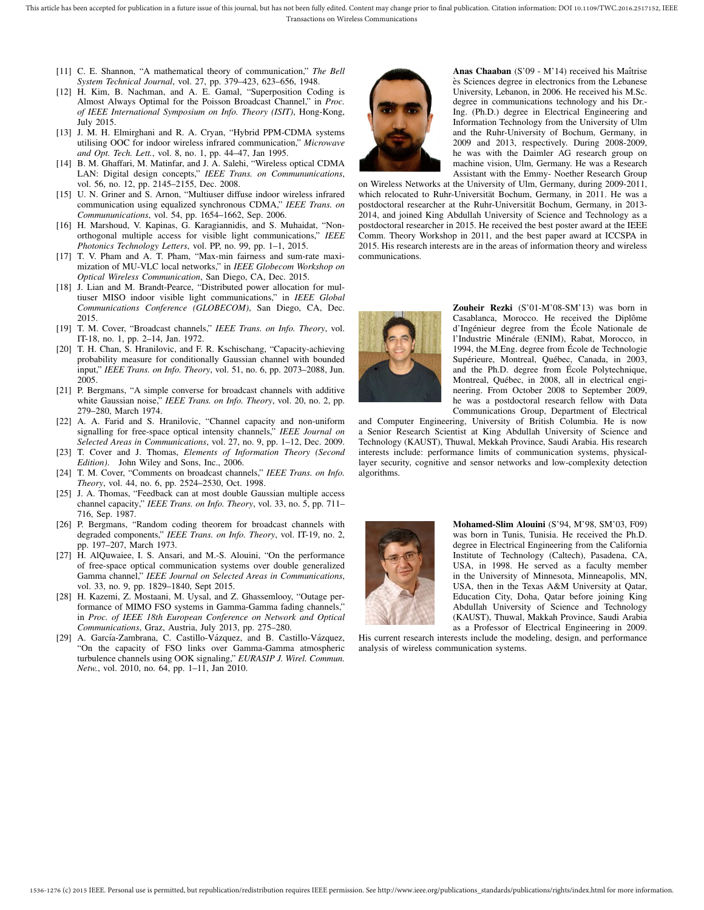[11] C. E. Shannon, "A mathematical theory of communication," *The Bell System Technical Journal*, vol. 27, pp. 379–423, 623–656, 1948.

[12] H. Kim, B. Nachman, and A. E. Gamal, "Superposition Coding is Almost Always Optimal for the Poisson Broadcast Channel," in *Proc. of IEEE International Symposium on Info. Theory (ISIT)*, Hong-Kong, July 2015.

[13] J. M. H. Elmirghani and R. A. Cryan, "Hybrid PPM-CDMA systems utilising OOC for indoor wireless infrared communication," *Microwave and Opt. Tech. Lett.*, vol. 8, no. 1, pp. 44–47, Jan 1995.

[14] B. M. Ghaffari, M. Matinfar, and J. A. Salehi, "Wireless optical CDMA LAN: Digital design concepts," *IEEE Trans. on Communications*, vol. 56, no. 12, pp. 2145–2155, Dec. 2008.

[15] U. N. Griner and S. Arnon, "Multiuser diffuse indoor wireless infrared communication using equalized synchronous CDMA," *IEEE Trans. on Communications*, vol. 54, pp. 1654–1662, Sep. 2006.

[16] H. Marshoud, V. Kapinas, G. Karagiannidis, and S. Muhaidat, "Non-orthogonal multiple access for visible light communications," *IEEE Photonics Technology Letters*, vol. PP, no. 99, pp. 1–1, 2015.

[17] T. V. Pham and A. T. Pham, "Max-min fairness and sum-rate maximization of MU-VLC local networks," in *IEEE Globecom Workshop on Optical Wireless Communication*, San Diego, CA, Dec. 2015.

[18] J. Lian and M. Brandt-Pearce, "Distributed power allocation for multiuser MISO indoor visible light communications," in *IEEE Global Communications Conference (GLOBECOM)*, San Diego, CA, Dec. 2015.

[19] T. M. Cover, "Broadcast channels," *IEEE Trans. on Info. Theory*, vol. IT-18, no. 1, pp. 2–14, Jan. 1972.

[20] T. H. Chan, S. Hranilovic, and F. R. Kschischang, "Capacity-achieving probability measure for conditionally Gaussian channel with bounded input," *IEEE Trans. on Info. Theory*, vol. 51, no. 6, pp. 2073–2088, Jun. 2005.

[21] P. Bergmans, "A simple converse for broadcast channels with additive white Gaussian noise," *IEEE Trans. on Info. Theory*, vol. 20, no. 2, pp. 279–280, March 1974.

[22] A. A. Farid and S. Hranilovic, "Channel capacity and non-uniform signalling for free-space optical intensity channels," *IEEE Journal on Selected Areas in Communications*, vol. 27, no. 9, pp. 1–12, Dec. 2009.

[23] T. Cover and J. Thomas, *Elements of Information Theory (Second Edition)*. John Wiley and Sons, Inc., 2006.

[24] T. M. Cover, "Comments on broadcast channels," *IEEE Trans. on Info. Theory*, vol. 44, no. 6, pp. 2524–2530, Oct. 1998.

[25] J. A. Thomas, "Feedback can at most double Gaussian multiple access channel capacity," *IEEE Trans. on Info. Theory*, vol. 33, no. 5, pp. 711–716, Sep. 1987.

[26] P. Bergmans, "Random coding theorem for broadcast channels with degraded components," *IEEE Trans. on Info. Theory*, vol. IT-19, no. 2, pp. 197–207, March 1973.

[27] H. AlQuwaiee, I. S. Ansari, and M.-S. Alouini, "On the performance of free-space optical communication systems over double generalized Gamma channel," *IEEE Journal on Selected Areas in Communications*, vol. 33, no. 9, pp. 1829–1840, Sept 2015.

[28] H. Kazemi, Z. Mostaani, M. Uysal, and Z. Ghassemlooy, "Outage performance of MIMO FSO systems in Gamma-Gamma fading channels," in *Proc. of IEEE 18th European Conference on Network and Optical Communications*, Graz, Austria, July 2013, pp. 275–280.

[29] A. García-Zambrana, C. Castillo-Vázquez, and B. Castillo-Vázquez, "On the capacity of FSO links over Gamma-Gamma atmospheric turbulence channels using OOK signaling," *EURASIP J. Wirel. Commun. Netw.*, vol. 2010, no. 64, pp. 1–11, Jan 2010.

**Anas Chaaban** (S'09 - M'14) received his Maîtrise ès Sciences degree in electronics from the Lebanese University, Lebanon, in 2006. He received his M.Sc. degree in communications technology and his Dr.-Ing. (Ph.D.) degree in Electrical Engineering and Information Technology from the University of Ulm and the Ruhr-University of Bochum, Germany, in 2009 and 2013, respectively. During 2008-2009, he was with the Daimler AG research group on machine vision, Ulm, Germany. He was a Research Assistant with the Emmy- Noether Research Group on Wireless Networks at the University of Ulm, Germany, during 2009-2011, which relocated to Ruhr-Universität Bochum, Germany, in 2011. He was a postdoctoral researcher at the Ruhr-Universität Bochum, Germany, in 2013-2014, and joined King Abdullah University of Science and Technology as a postdoctoral researcher in 2015. He received the best poster award at the IEEE Comm. Theory Workshop in 2011, and the best paper award at ICCSPA in 2015. His research interests are in the areas of information theory and wireless communications.

**Zouheir Rezki** (S'01-M'08-SM'13) was born in Casablanca, Morocco. He received the Diplôme d'Ingénieur degree from the École Nationale de l'Industrie Minérale (ENIM), Rabat, Morocco, in 1994, the M.Eng. degree from École de Technologie Supérieure, Montreal, Québec, Canada, in 2003, and the Ph.D. degree from École Polytechnique, Montreal, Québec, in 2008, all in electrical engineering. From October 2008 to September 2009, he was a postdoctoral research fellow with Data Communications Group, Department of Electrical and Computer Engineering, University of British Columbia. He is now a Senior Research Scientist at King Abdullah University of Science and Technology (KAUST), Thuwal, Mekkah Province, Saudi Arabia. His research interests include: performance limits of communication systems, physical-layer security, cognitive and sensor networks and low-complexity detection algorithms.

**Mohamed-Slim Alouini** (S'94, M'98, SM'03, F09) was born in Tunis, Tunisia. He received the Ph.D. degree in Electrical Engineering from the California Institute of Technology (Caltech), Pasadena, CA, USA, in 1998. He served as a faculty member in the University of Minnesota, Minneapolis, MN, USA, then in the Texas A&M University at Qatar, Education City, Doha, Qatar before joining King Abdullah University of Science and Technology (KAUST), Thuwal, Makkah Province, Saudi Arabia as a Professor of Electrical Engineering in 2009. His current research interests include the modeling, design, and performance analysis of wireless communication systems.